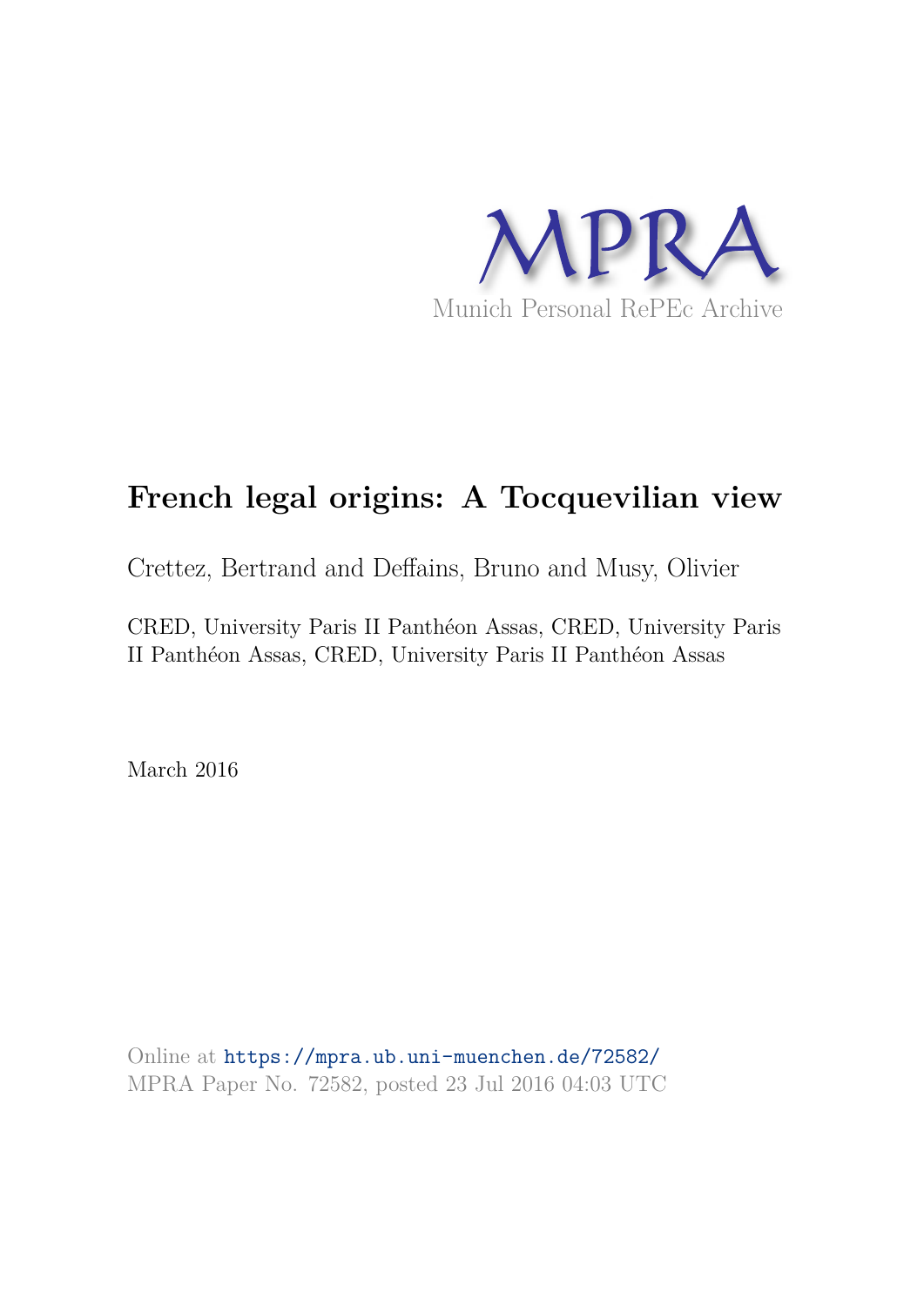MPRA

Munich Personal RePEc Archive

# French legal origins: A Tocquevilian view

Crettez, Bertrand and Deffains, Bruno and Musy, Olivier

CRED, University Paris II Panthéon Assas, CRED, University Paris II Panthéon Assas, CRED, University Paris II Panthéon Assas

March 2016

Online at https://mpra.ub.uni-muenchen.de/72582/
MPRA Paper No. 72582, posted 23 Jul 2016 04:03 UTC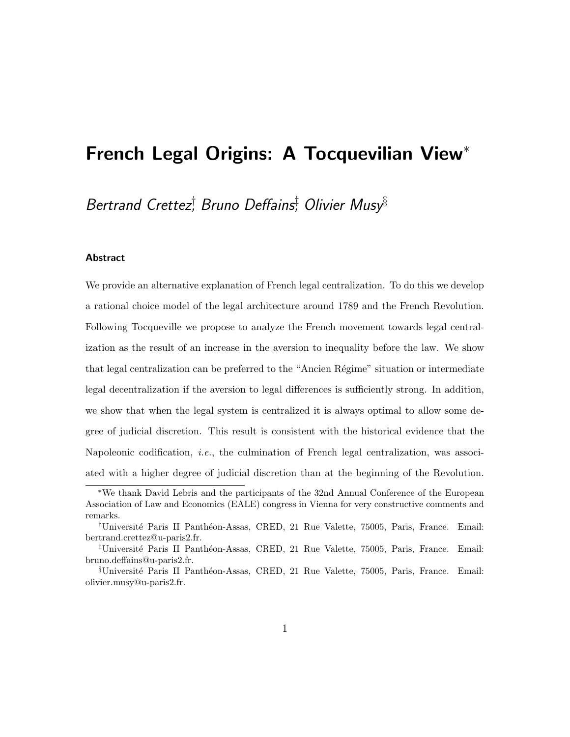# French Legal Origins: A Tocquevilian View*

*Bertrand Crettez*[†], *Bruno Deffains*[‡], *Olivier Musy*[§]

#### Abstract

We provide an alternative explanation of French legal centralization. To do this we develop a rational choice model of the legal architecture around 1789 and the French Revolution. Following Tocqueville we propose to analyze the French movement towards legal centralization as the result of an increase in the aversion to inequality before the law. We show that legal centralization can be preferred to the "Ancien Régime" situation or intermediate legal decentralization if the aversion to legal differences is sufficiently strong. In addition, we show that when the legal system is centralized it is always optimal to allow some degree of judicial discretion. This result is consistent with the historical evidence that the Napoleonic codification, *i.e.*, the culmination of French legal centralization, was associated with a higher degree of judicial discretion than at the beginning of the Revolution.

---

*We thank David Lebris and the participants of the 32nd Annual Conference of the European Association of Law and Economics (EALE) congress in Vienna for very constructive comments and remarks.

[†]Université Paris II Panthéon-Assas, CRED, 21 Rue Valette, 75005, Paris, France. Email: bertrand.crettez@u-paris2.fr.

[‡]Université Paris II Panthéon-Assas, CRED, 21 Rue Valette, 75005, Paris, France. Email: bruno.deffains@u-paris2.fr.

[§]Université Paris II Panthéon-Assas, CRED, 21 Rue Valette, 75005, Paris, France. Email: olivier.musy@u-paris2.fr.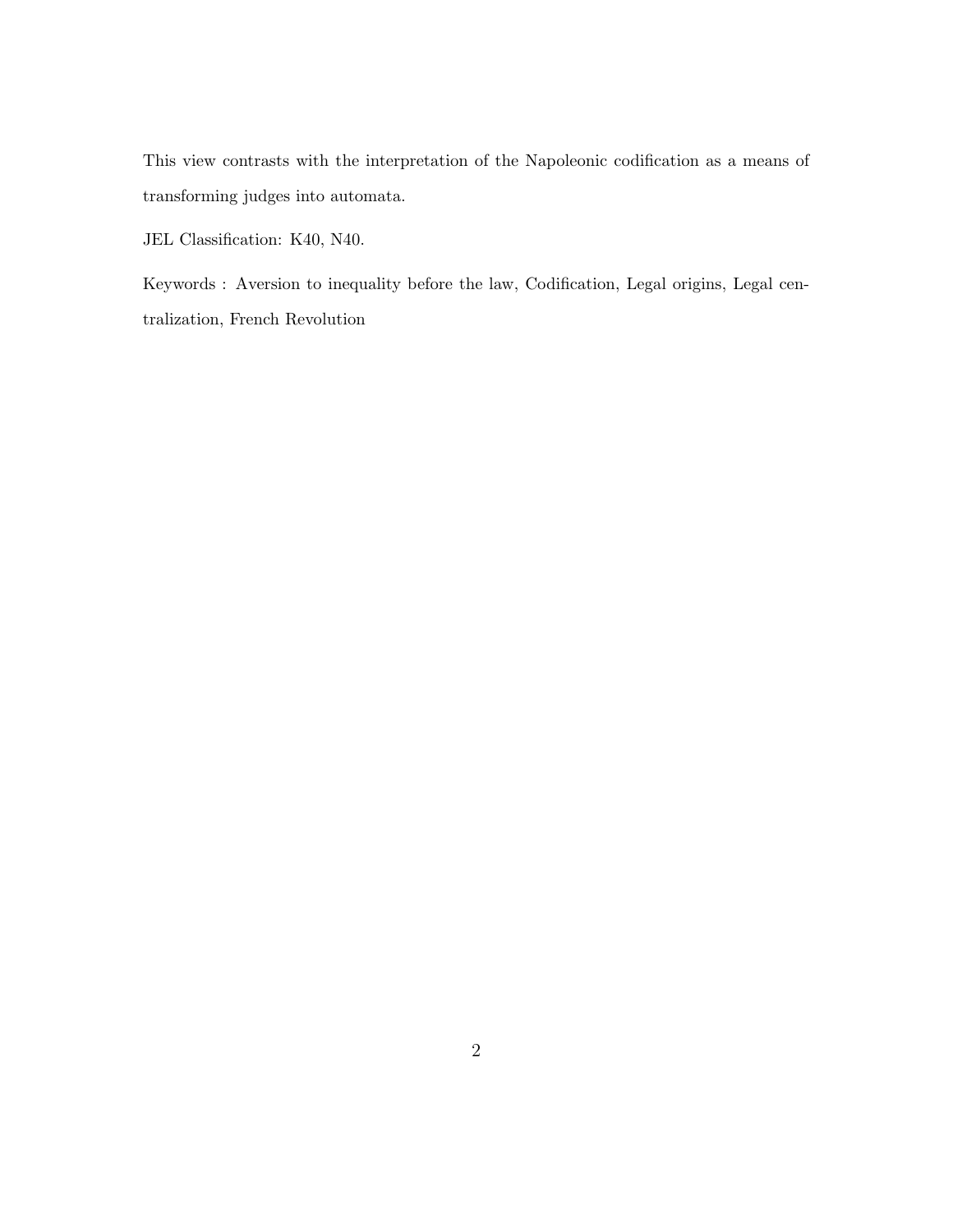This view contrasts with the interpretation of the Napoleonic codification as a means of transforming judges into automata.

JEL Classification: K40, N40.

Keywords : Aversion to inequality before the law, Codification, Legal origins, Legal centralization, French Revolution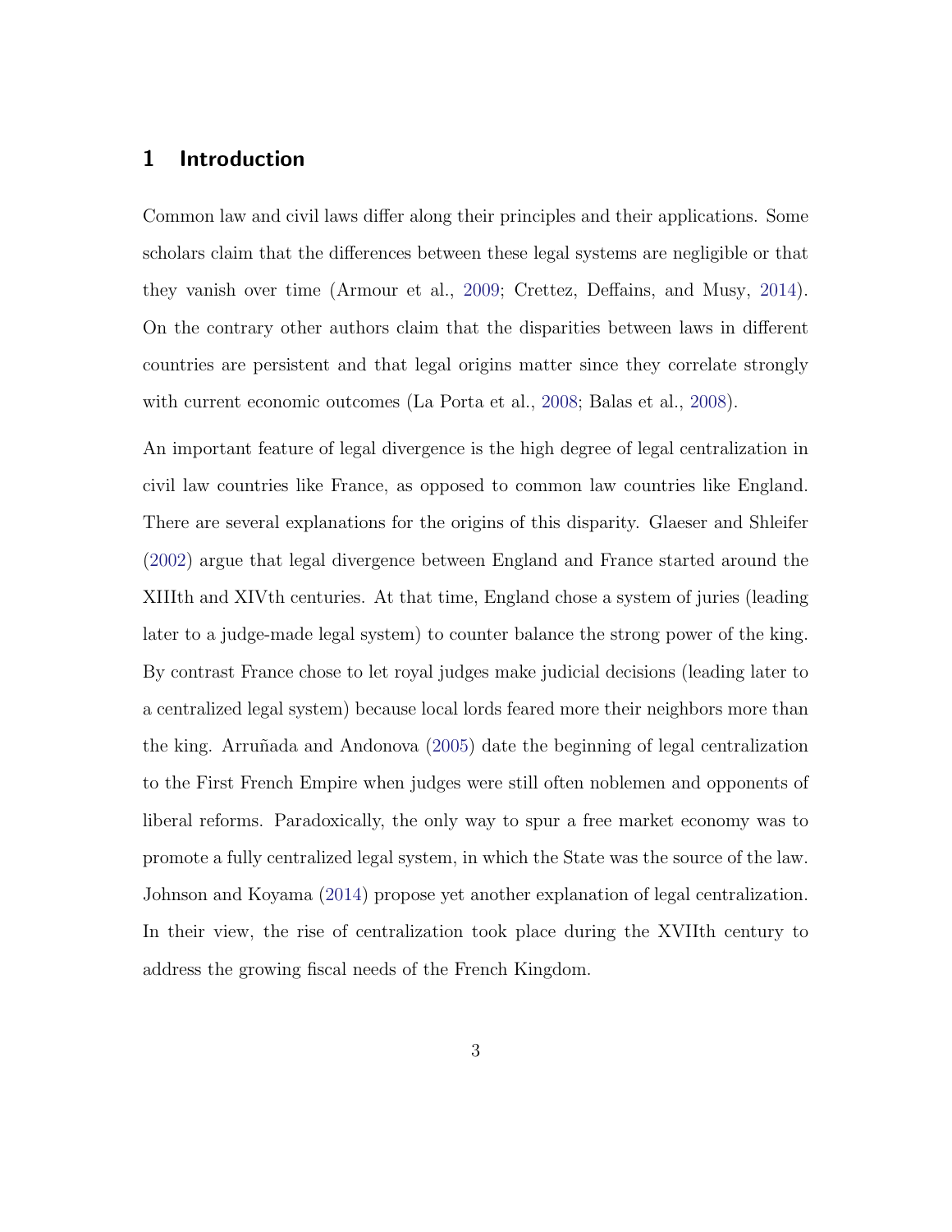# 1 Introduction

Common law and civil laws differ along their principles and their applications. Some scholars claim that the differences between these legal systems are negligible or that they vanish over time (Armour et al., 2009; Crettez, Deffains, and Musy, 2014). On the contrary other authors claim that the disparities between laws in different countries are persistent and that legal origins matter since they correlate strongly with current economic outcomes (La Porta et al., 2008; Balas et al., 2008).

An important feature of legal divergence is the high degree of legal centralization in civil law countries like France, as opposed to common law countries like England. There are several explanations for the origins of this disparity. Glaeser and Shleifer (2002) argue that legal divergence between England and France started around the XIIIth and XIVth centuries. At that time, England chose a system of juries (leading later to a judge-made legal system) to counter balance the strong power of the king. By contrast France chose to let royal judges make judicial decisions (leading later to a centralized legal system) because local lords feared more their neighbors more than the king. Arruñada and Andonova (2005) date the beginning of legal centralization to the First French Empire when judges were still often noblemen and opponents of liberal reforms. Paradoxically, the only way to spur a free market economy was to promote a fully centralized legal system, in which the State was the source of the law. Johnson and Koyama (2014) propose yet another explanation of legal centralization. In their view, the rise of centralization took place during the XVIIth century to address the growing fiscal needs of the French Kingdom.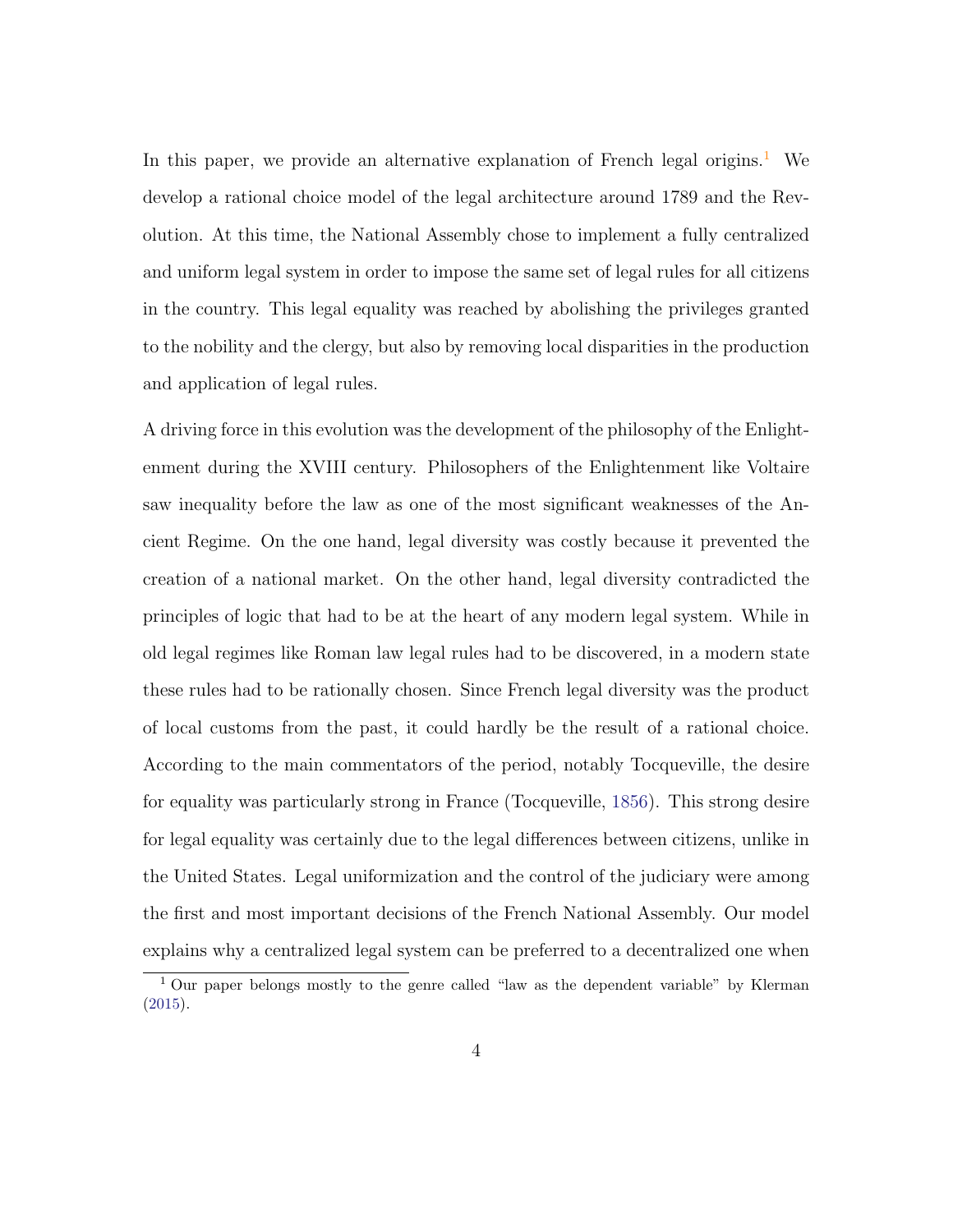In this paper, we provide an alternative explanation of French legal origins.[1] We develop a rational choice model of the legal architecture around 1789 and the Revolution. At this time, the National Assembly chose to implement a fully centralized and uniform legal system in order to impose the same set of legal rules for all citizens in the country. This legal equality was reached by abolishing the privileges granted to the nobility and the clergy, but also by removing local disparities in the production and application of legal rules.

A driving force in this evolution was the development of the philosophy of the Enlightenment during the XVIII century. Philosophers of the Enlightenment like Voltaire saw inequality before the law as one of the most significant weaknesses of the Ancient Regime. On the one hand, legal diversity was costly because it prevented the creation of a national market. On the other hand, legal diversity contradicted the principles of logic that had to be at the heart of any modern legal system. While in old legal regimes like Roman law legal rules had to be discovered, in a modern state these rules had to be rationally chosen. Since French legal diversity was the product of local customs from the past, it could hardly be the result of a rational choice. According to the main commentators of the period, notably Tocqueville, the desire for equality was particularly strong in France (Tocqueville, 1856). This strong desire for legal equality was certainly due to the legal differences between citizens, unlike in the United States. Legal uniformization and the control of the judiciary were among the first and most important decisions of the French National Assembly. Our model explains why a centralized legal system can be preferred to a decentralized one when

[1] Our paper belongs mostly to the genre called "law as the dependent variable" by Klerman (2015).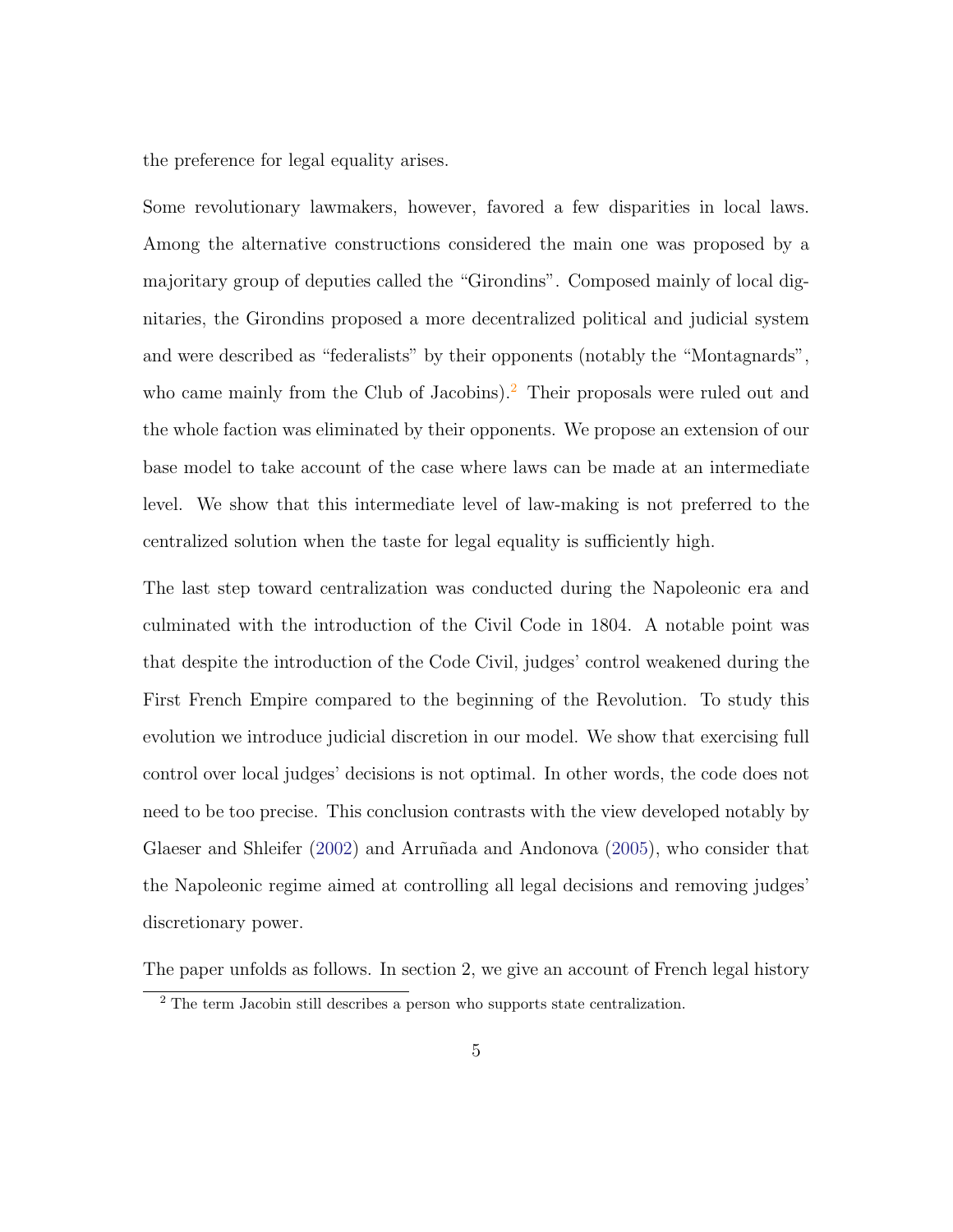the preference for legal equality arises.

Some revolutionary lawmakers, however, favored a few disparities in local laws. Among the alternative constructions considered the main one was proposed by a majoritary group of deputies called the "Girondins". Composed mainly of local dignitaries, the Girondins proposed a more decentralized political and judicial system and were described as "federalists" by their opponents (notably the "Montagnards", who came mainly from the Club of Jacobins).[2] Their proposals were ruled out and the whole faction was eliminated by their opponents. We propose an extension of our base model to take account of the case where laws can be made at an intermediate level. We show that this intermediate level of law-making is not preferred to the centralized solution when the taste for legal equality is sufficiently high.

The last step toward centralization was conducted during the Napoleonic era and culminated with the introduction of the Civil Code in 1804. A notable point was that despite the introduction of the Code Civil, judges' control weakened during the First French Empire compared to the beginning of the Revolution. To study this evolution we introduce judicial discretion in our model. We show that exercising full control over local judges' decisions is not optimal. In other words, the code does not need to be too precise. This conclusion contrasts with the view developed notably by Glaeser and Shleifer (2002) and Arruñada and Andonova (2005), who consider that the Napoleonic regime aimed at controlling all legal decisions and removing judges' discretionary power.

The paper unfolds as follows. In section 2, we give an account of French legal history

[2] The term Jacobin still describes a person who supports state centralization.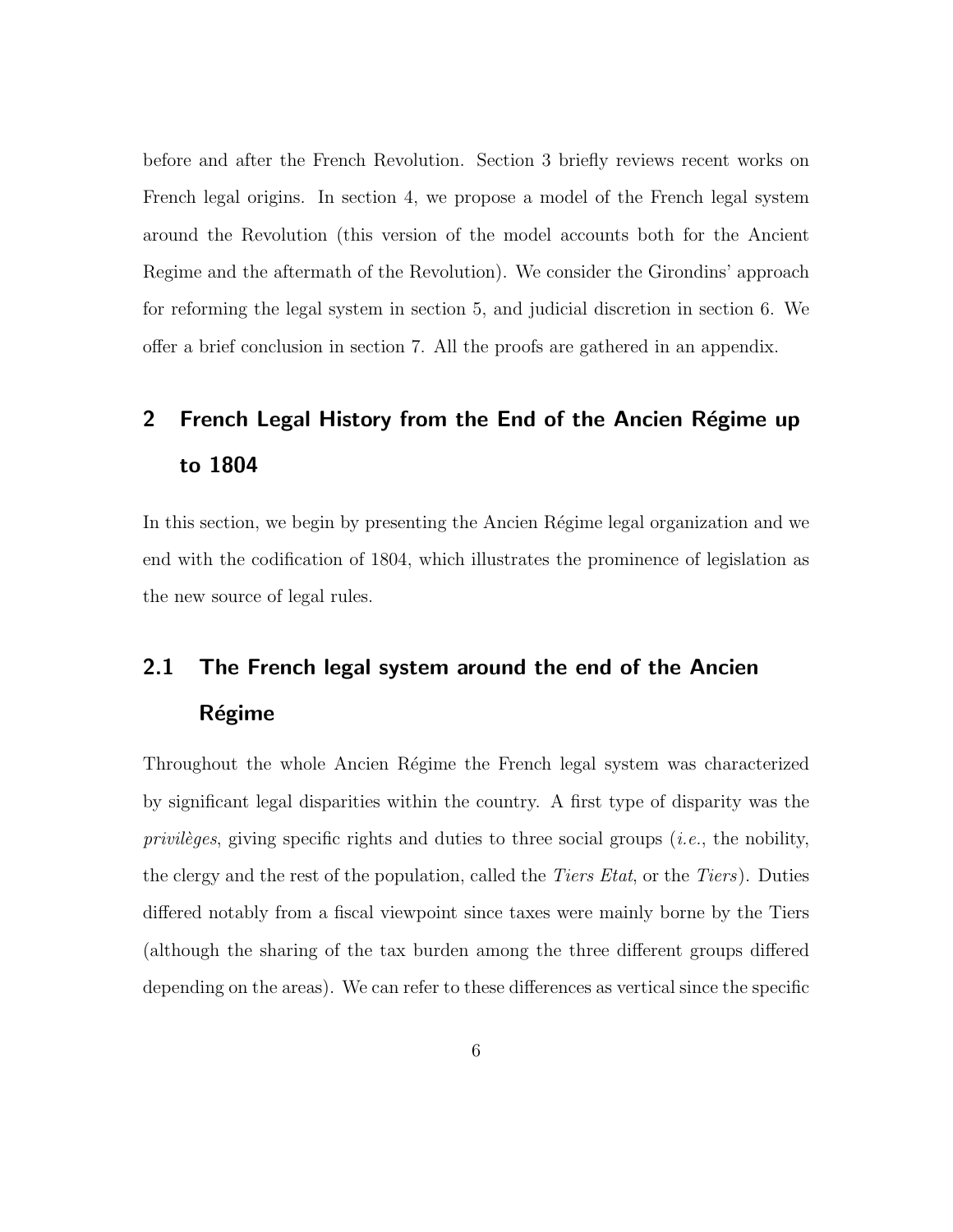before and after the French Revolution. Section 3 briefly reviews recent works on French legal origins. In section 4, we propose a model of the French legal system around the Revolution (this version of the model accounts both for the Ancient Regime and the aftermath of the Revolution). We consider the Girondins' approach for reforming the legal system in section 5, and judicial discretion in section 6. We offer a brief conclusion in section 7. All the proofs are gathered in an appendix.

## 2 French Legal History from the End of the Ancien Régime up to 1804

In this section, we begin by presenting the Ancien Régime legal organization and we end with the codification of 1804, which illustrates the prominence of legislation as the new source of legal rules.

### 2.1 The French legal system around the end of the Ancien Régime

Throughout the whole Ancien Régime the French legal system was characterized by significant legal disparities within the country. A first type of disparity was the *privilèges*, giving specific rights and duties to three social groups (*i.e.*, the nobility, the clergy and the rest of the population, called the *Tiers Etat*, or the *Tiers*). Duties differed notably from a fiscal viewpoint since taxes were mainly borne by the Tiers (although the sharing of the tax burden among the three different groups differed depending on the areas). We can refer to these differences as vertical since the specific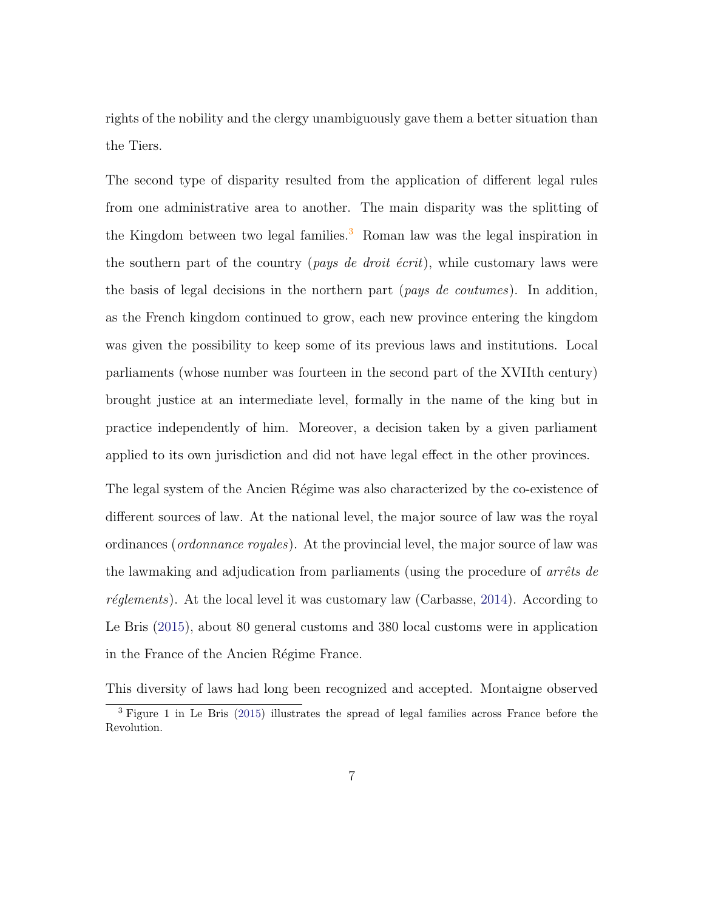rights of the nobility and the clergy unambiguously gave them a better situation than the Tiers.

The second type of disparity resulted from the application of different legal rules from one administrative area to another. The main disparity was the splitting of the Kingdom between two legal families.[3] Roman law was the legal inspiration in the southern part of the country (*pays de droit écrit*), while customary laws were the basis of legal decisions in the northern part (*pays de coutumes*). In addition, as the French kingdom continued to grow, each new province entering the kingdom was given the possibility to keep some of its previous laws and institutions. Local parliaments (whose number was fourteen in the second part of the XVIIth century) brought justice at an intermediate level, formally in the name of the king but in practice independently of him. Moreover, a decision taken by a given parliament applied to its own jurisdiction and did not have legal effect in the other provinces.

The legal system of the Ancien Régime was also characterized by the co-existence of different sources of law. At the national level, the major source of law was the royal ordinances (*ordonnance royales*). At the provincial level, the major source of law was the lawmaking and adjudication from parliaments (using the procedure of *arrêts de réglements*). At the local level it was customary law (Carbasse, 2014). According to Le Bris (2015), about 80 general customs and 380 local customs were in application in the France of the Ancien Régime France.

This diversity of laws had long been recognized and accepted. Montaigne observed

[3] Figure 1 in Le Bris (2015) illustrates the spread of legal families across France before the Revolution.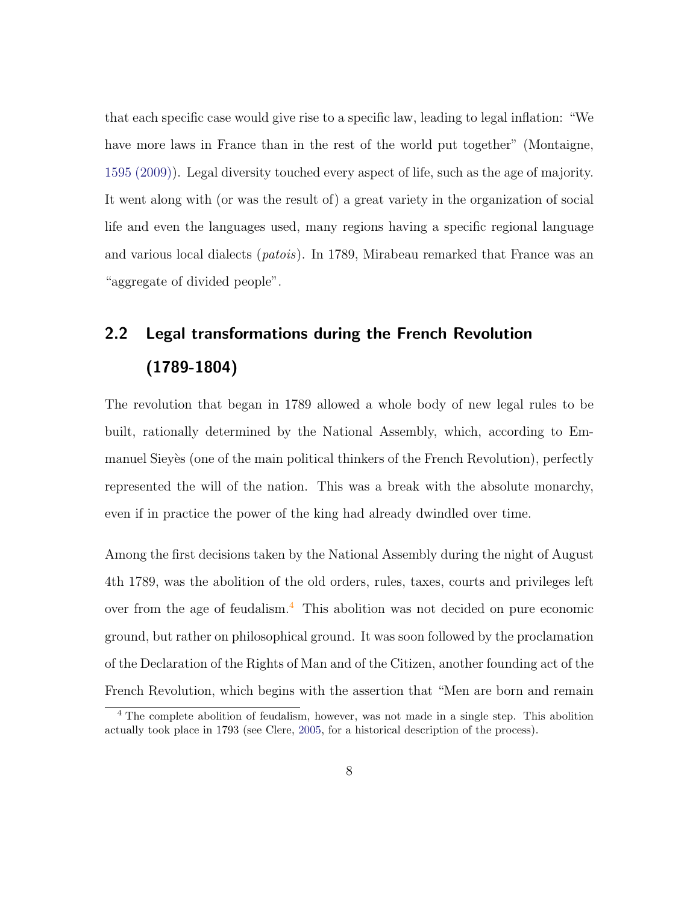that each specific case would give rise to a specific law, leading to legal inflation: "We have more laws in France than in the rest of the world put together" (Montaigne, 1595 (2009)). Legal diversity touched every aspect of life, such as the age of majority. It went along with (or was the result of) a great variety in the organization of social life and even the languages used, many regions having a specific regional language and various local dialects (*patois*). In 1789, Mirabeau remarked that France was an "aggregate of divided people".

## 2.2 Legal transformations during the French Revolution (1789-1804)

The revolution that began in 1789 allowed a whole body of new legal rules to be built, rationally determined by the National Assembly, which, according to Emmanuel Sieyès (one of the main political thinkers of the French Revolution), perfectly represented the will of the nation. This was a break with the absolute monarchy, even if in practice the power of the king had already dwindled over time.

Among the first decisions taken by the National Assembly during the night of August 4th 1789, was the abolition of the old orders, rules, taxes, courts and privileges left over from the age of feudalism.[4] This abolition was not decided on pure economic ground, but rather on philosophical ground. It was soon followed by the proclamation of the Declaration of the Rights of Man and of the Citizen, another founding act of the French Revolution, which begins with the assertion that "Men are born and remain

[4] The complete abolition of feudalism, however, was not made in a single step. This abolition actually took place in 1793 (see Clere, 2005, for a historical description of the process).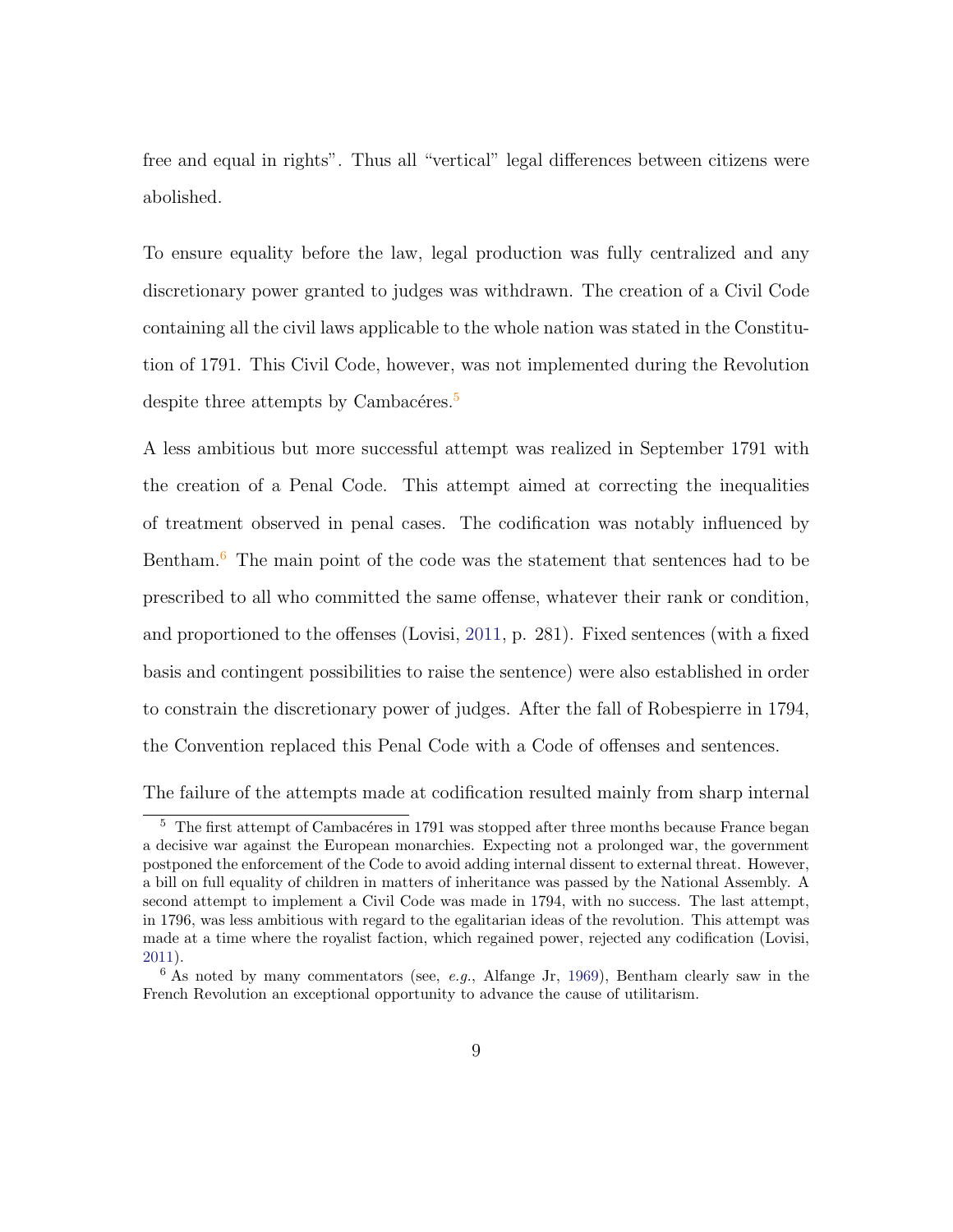free and equal in rights". Thus all "vertical" legal differences between citizens were abolished.

To ensure equality before the law, legal production was fully centralized and any discretionary power granted to judges was withdrawn. The creation of a Civil Code containing all the civil laws applicable to the whole nation was stated in the Constitution of 1791. This Civil Code, however, was not implemented during the Revolution despite three attempts by Cambacéres.[5]

A less ambitious but more successful attempt was realized in September 1791 with the creation of a Penal Code. This attempt aimed at correcting the inequalities of treatment observed in penal cases. The codification was notably influenced by Bentham.[6] The main point of the code was the statement that sentences had to be prescribed to all who committed the same offense, whatever their rank or condition, and proportioned to the offenses (Lovisi, 2011, p. 281). Fixed sentences (with a fixed basis and contingent possibilities to raise the sentence) were also established in order to constrain the discretionary power of judges. After the fall of Robespierre in 1794, the Convention replaced this Penal Code with a Code of offenses and sentences.

The failure of the attempts made at codification resulted mainly from sharp internal

[5] The first attempt of Cambacéres in 1791 was stopped after three months because France began a decisive war against the European monarchies. Expecting not a prolonged war, the government postponed the enforcement of the Code to avoid adding internal dissent to external threat. However, a bill on full equality of children in matters of inheritance was passed by the National Assembly. A second attempt to implement a Civil Code was made in 1794, with no success. The last attempt, in 1796, was less ambitious with regard to the egalitarian ideas of the revolution. This attempt was made at a time where the royalist faction, which regained power, rejected any codification (Lovisi, 2011).

[6] As noted by many commentators (see, *e.g.*, Alfange Jr, 1969), Bentham clearly saw in the French Revolution an exceptional opportunity to advance the cause of utilitarism.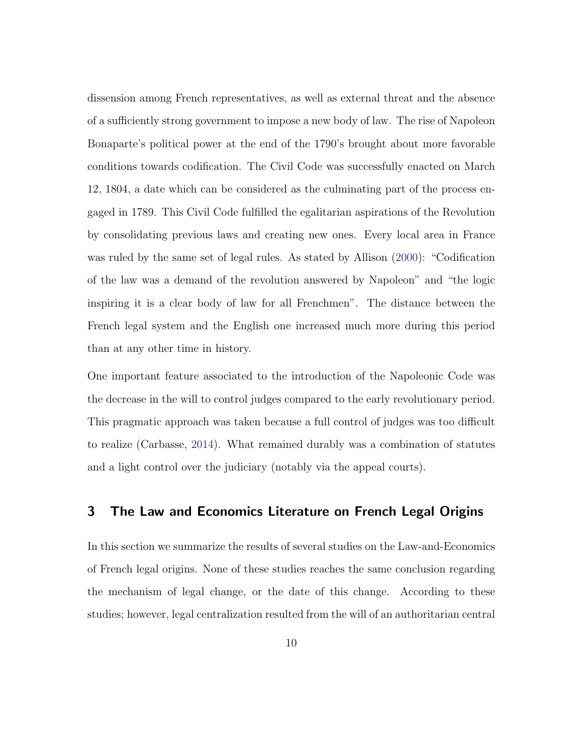dissension among French representatives, as well as external threat and the absence of a sufficiently strong government to impose a new body of law. The rise of Napoleon Bonaparte's political power at the end of the 1790's brought about more favorable conditions towards codification. The Civil Code was successfully enacted on March 12, 1804, a date which can be considered as the culminating part of the process engaged in 1789. This Civil Code fulfilled the egalitarian aspirations of the Revolution by consolidating previous laws and creating new ones. Every local area in France was ruled by the same set of legal rules. As stated by Allison (2000): "Codification of the law was a demand of the revolution answered by Napoleon" and "the logic inspiring it is a clear body of law for all Frenchmen". The distance between the French legal system and the English one increased much more during this period than at any other time in history.

One important feature associated to the introduction of the Napoleonic Code was the decrease in the will to control judges compared to the early revolutionary period. This pragmatic approach was taken because a full control of judges was too difficult to realize (Carbasse, 2014). What remained durably was a combination of statutes and a light control over the judiciary (notably via the appeal courts).

## 3 The Law and Economics Literature on French Legal Origins

In this section we summarize the results of several studies on the Law-and-Economics of French legal origins. None of these studies reaches the same conclusion regarding the mechanism of legal change, or the date of this change. According to these studies; however, legal centralization resulted from the will of an authoritarian central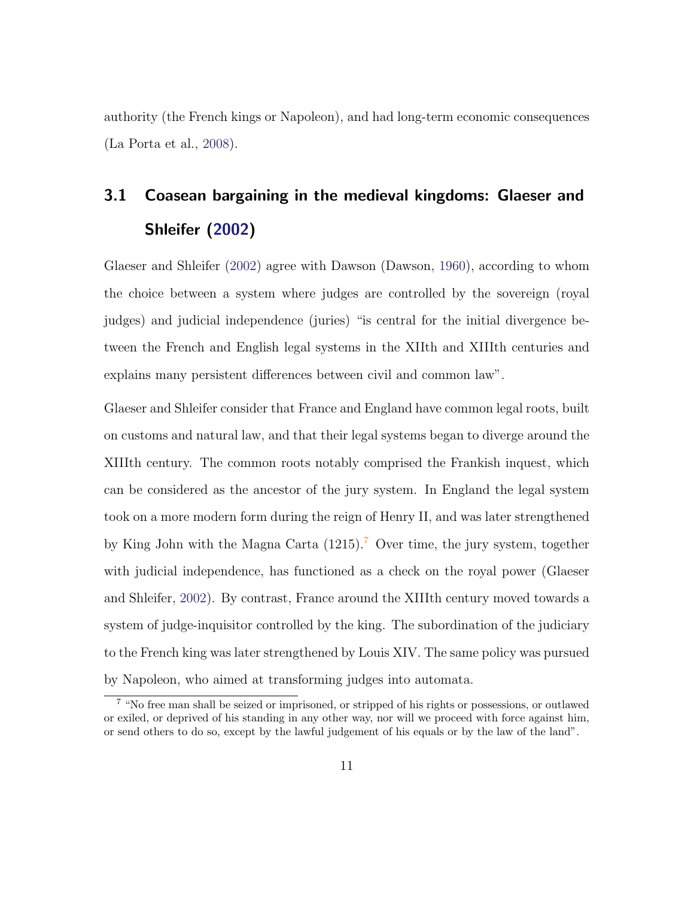authority (the French kings or Napoleon), and had long-term economic consequences (La Porta et al., 2008).

## 3.1 Coasean bargaining in the medieval kingdoms: Glaeser and Shleifer (2002)

Glaeser and Shleifer (2002) agree with Dawson (Dawson, 1960), according to whom the choice between a system where judges are controlled by the sovereign (royal judges) and judicial independence (juries) "is central for the initial divergence between the French and English legal systems in the XIIth and XIIIth centuries and explains many persistent differences between civil and common law".

Glaeser and Shleifer consider that France and England have common legal roots, built on customs and natural law, and that their legal systems began to diverge around the XIIIth century. The common roots notably comprised the Frankish inquest, which can be considered as the ancestor of the jury system. In England the legal system took on a more modern form during the reign of Henry II, and was later strengthened by King John with the Magna Carta (1215).[7] Over time, the jury system, together with judicial independence, has functioned as a check on the royal power (Glaeser and Shleifer, 2002). By contrast, France around the XIIIth century moved towards a system of judge-inquisitor controlled by the king. The subordination of the judiciary to the French king was later strengthened by Louis XIV. The same policy was pursued by Napoleon, who aimed at transforming judges into automata.

[7] "No free man shall be seized or imprisoned, or stripped of his rights or possessions, or outlawed or exiled, or deprived of his standing in any other way, nor will we proceed with force against him, or send others to do so, except by the lawful judgement of his equals or by the law of the land".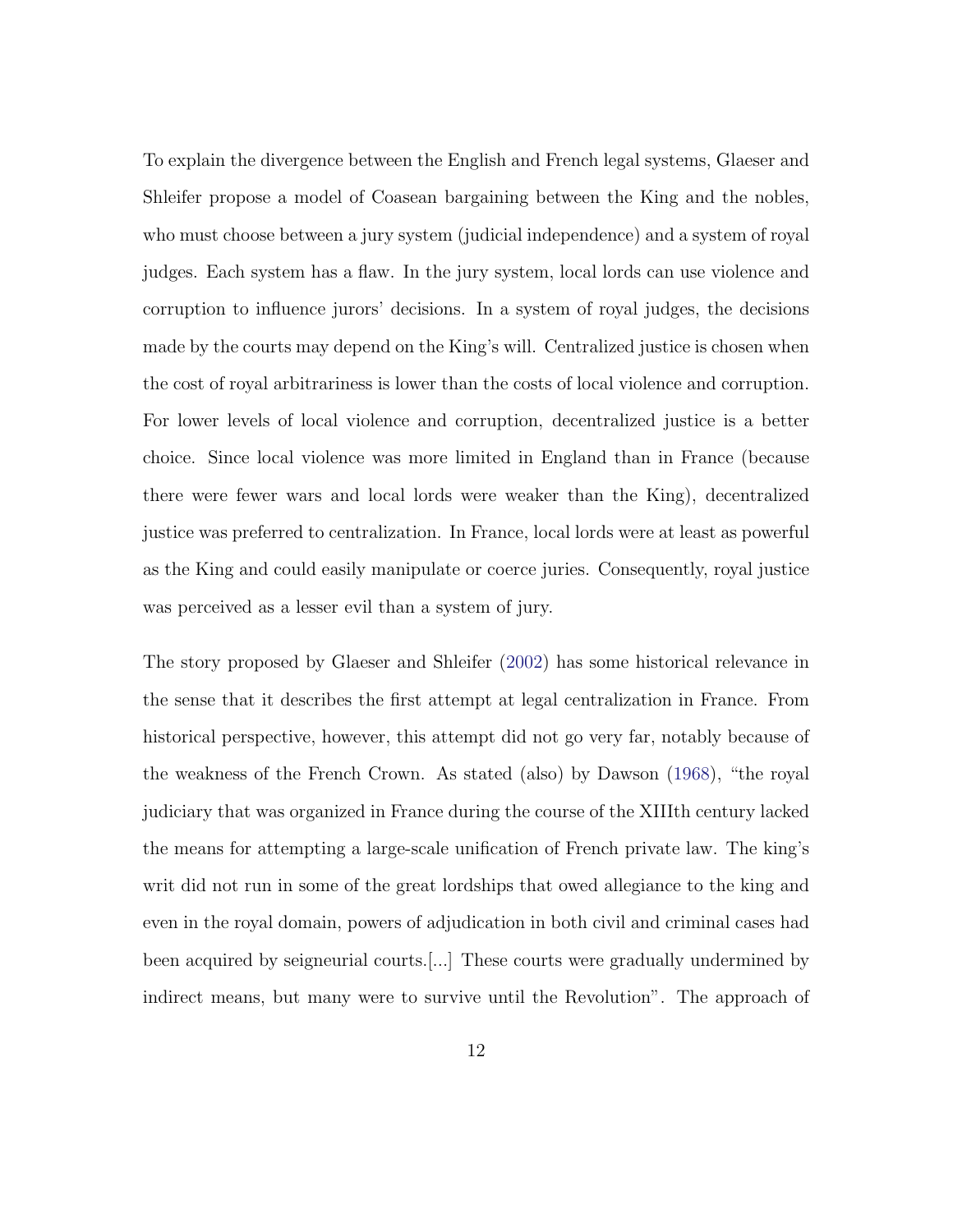To explain the divergence between the English and French legal systems, Glaeser and Shleifer propose a model of Coasean bargaining between the King and the nobles, who must choose between a jury system (judicial independence) and a system of royal judges. Each system has a flaw. In the jury system, local lords can use violence and corruption to influence jurors' decisions. In a system of royal judges, the decisions made by the courts may depend on the King's will. Centralized justice is chosen when the cost of royal arbitrariness is lower than the costs of local violence and corruption. For lower levels of local violence and corruption, decentralized justice is a better choice. Since local violence was more limited in England than in France (because there were fewer wars and local lords were weaker than the King), decentralized justice was preferred to centralization. In France, local lords were at least as powerful as the King and could easily manipulate or coerce juries. Consequently, royal justice was perceived as a lesser evil than a system of jury.

The story proposed by Glaeser and Shleifer (2002) has some historical relevance in the sense that it describes the first attempt at legal centralization in France. From historical perspective, however, this attempt did not go very far, notably because of the weakness of the French Crown. As stated (also) by Dawson (1968), "the royal judiciary that was organized in France during the course of the XIIIth century lacked the means for attempting a large-scale unification of French private law. The king's writ did not run in some of the great lordships that owed allegiance to the king and even in the royal domain, powers of adjudication in both civil and criminal cases had been acquired by seigneurial courts.[...] These courts were gradually undermined by indirect means, but many were to survive until the Revolution". The approach of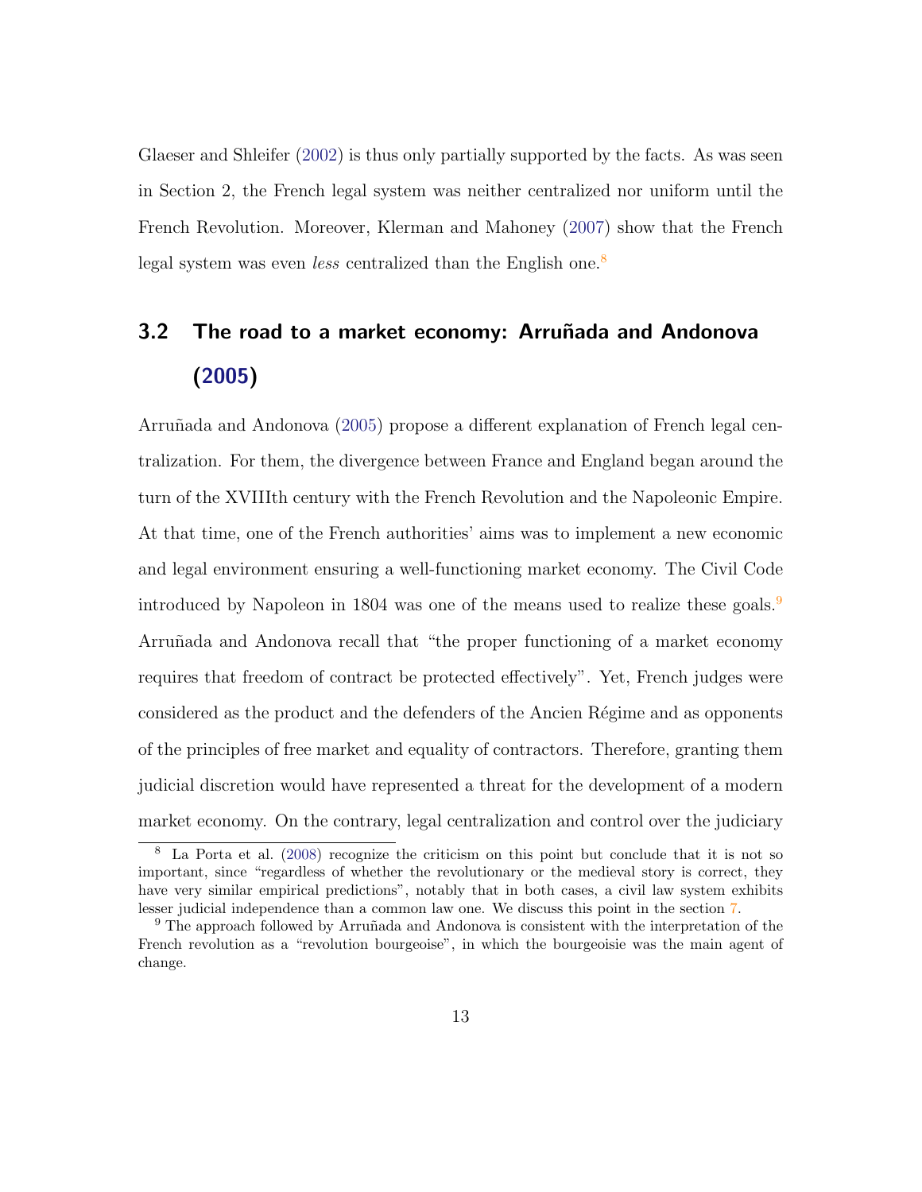Glaeser and Shleifer (2002) is thus only partially supported by the facts. As was seen in Section 2, the French legal system was neither centralized nor uniform until the French Revolution. Moreover, Klerman and Mahoney (2007) show that the French legal system was even *less* centralized than the English one.[8]

### 3.2 The road to a market economy: Arruñada and Andonova (2005)

Arruñada and Andonova (2005) propose a different explanation of French legal centralization. For them, the divergence between France and England began around the turn of the XVIIIth century with the French Revolution and the Napoleonic Empire. At that time, one of the French authorities' aims was to implement a new economic and legal environment ensuring a well-functioning market economy. The Civil Code introduced by Napoleon in 1804 was one of the means used to realize these goals.[9] Arruñada and Andonova recall that "the proper functioning of a market economy requires that freedom of contract be protected effectively". Yet, French judges were considered as the product and the defenders of the Ancien Régime and as opponents of the principles of free market and equality of contractors. Therefore, granting them judicial discretion would have represented a threat for the development of a modern market economy. On the contrary, legal centralization and control over the judiciary

[8] La Porta et al. (2008) recognize the criticism on this point but conclude that it is not so important, since "regardless of whether the revolutionary or the medieval story is correct, they have very similar empirical predictions", notably that in both cases, a civil law system exhibits lesser judicial independence than a common law one. We discuss this point in the section 7.

[9] The approach followed by Arruñada and Andonova is consistent with the interpretation of the French revolution as a "revolution bourgeoise", in which the bourgeoisie was the main agent of change.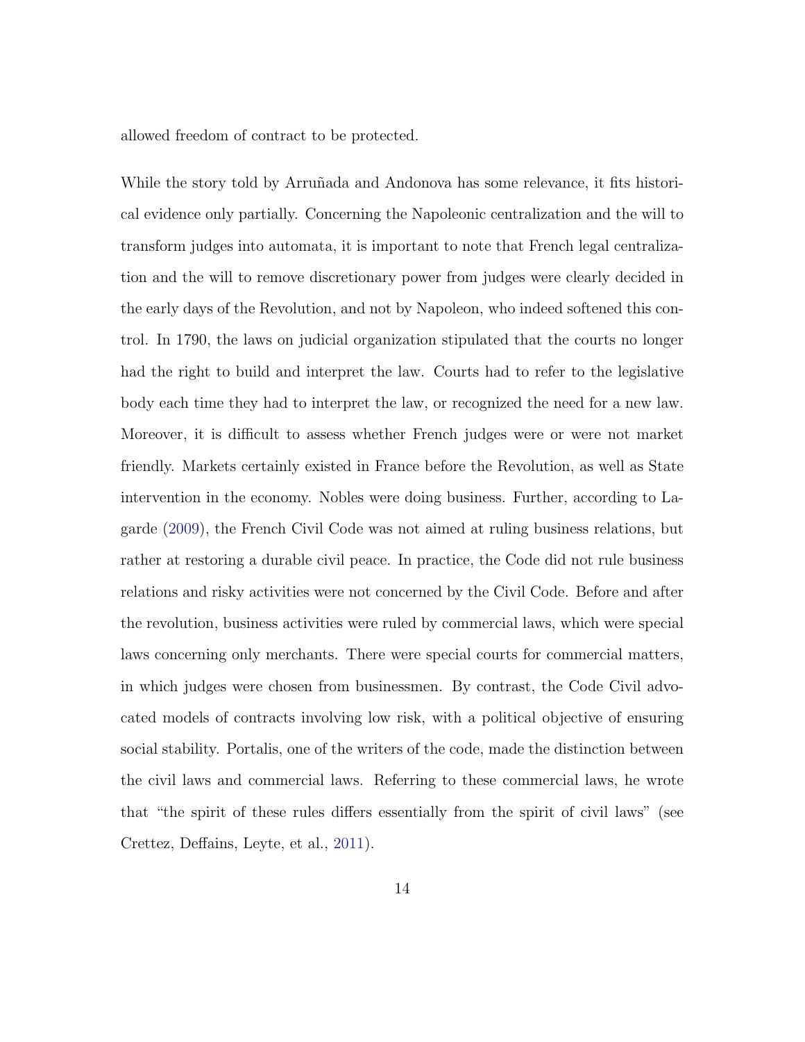allowed freedom of contract to be protected.

While the story told by Arruñada and Andonova has some relevance, it fits historical evidence only partially. Concerning the Napoleonic centralization and the will to transform judges into automata, it is important to note that French legal centralization and the will to remove discretionary power from judges were clearly decided in the early days of the Revolution, and not by Napoleon, who indeed softened this control. In 1790, the laws on judicial organization stipulated that the courts no longer had the right to build and interpret the law. Courts had to refer to the legislative body each time they had to interpret the law, or recognized the need for a new law. Moreover, it is difficult to assess whether French judges were or were not market friendly. Markets certainly existed in France before the Revolution, as well as State intervention in the economy. Nobles were doing business. Further, according to Lagarde (2009), the French Civil Code was not aimed at ruling business relations, but rather at restoring a durable civil peace. In practice, the Code did not rule business relations and risky activities were not concerned by the Civil Code. Before and after the revolution, business activities were ruled by commercial laws, which were special laws concerning only merchants. There were special courts for commercial matters, in which judges were chosen from businessmen. By contrast, the Code Civil advocated models of contracts involving low risk, with a political objective of ensuring social stability. Portalis, one of the writers of the code, made the distinction between the civil laws and commercial laws. Referring to these commercial laws, he wrote that "the spirit of these rules differs essentially from the spirit of civil laws" (see Crettez, Deffains, Leyte, et al., 2011).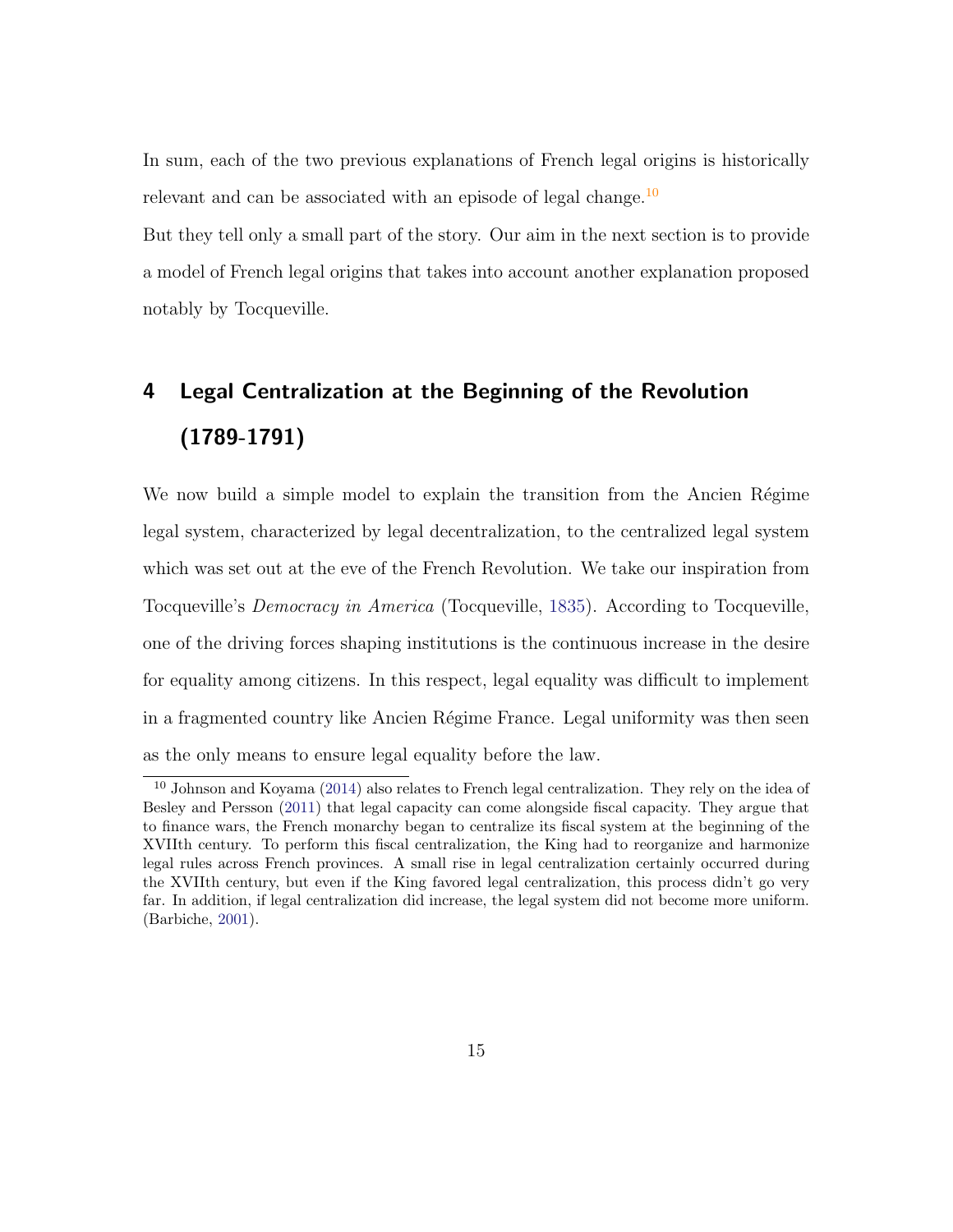In sum, each of the two previous explanations of French legal origins is historically relevant and can be associated with an episode of legal change.[10]

But they tell only a small part of the story. Our aim in the next section is to provide a model of French legal origins that takes into account another explanation proposed notably by Tocqueville.

## 4 Legal Centralization at the Beginning of the Revolution (1789-1791)

We now build a simple model to explain the transition from the Ancien Régime legal system, characterized by legal decentralization, to the centralized legal system which was set out at the eve of the French Revolution. We take our inspiration from Tocqueville's *Democracy in America* (Tocqueville, 1835). According to Tocqueville, one of the driving forces shaping institutions is the continuous increase in the desire for equality among citizens. In this respect, legal equality was difficult to implement in a fragmented country like Ancien Régime France. Legal uniformity was then seen as the only means to ensure legal equality before the law.

[10] Johnson and Koyama (2014) also relates to French legal centralization. They rely on the idea of Besley and Persson (2011) that legal capacity can come alongside fiscal capacity. They argue that to finance wars, the French monarchy began to centralize its fiscal system at the beginning of the XVIIth century. To perform this fiscal centralization, the King had to reorganize and harmonize legal rules across French provinces. A small rise in legal centralization certainly occurred during the XVIIth century, but even if the King favored legal centralization, this process didn't go very far. In addition, if legal centralization did increase, the legal system did not become more uniform. (Barbiche, 2001).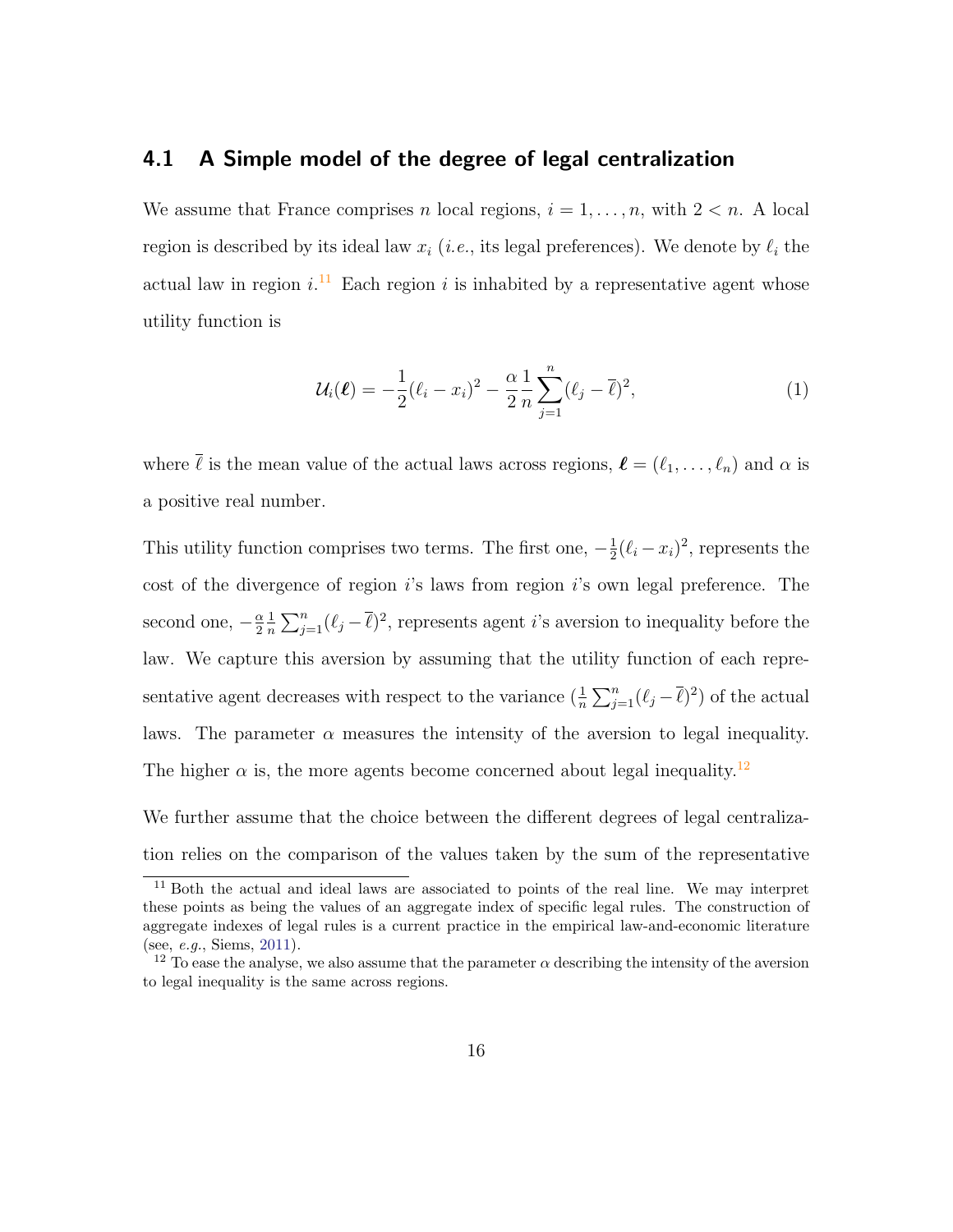## 4.1 A Simple model of the degree of legal centralization

We assume that France comprises $n$ local regions, $i = 1, \ldots, n$, with $2 < n$. A local region is described by its ideal law $x_i$ (*i.e.*, its legal preferences). We denote by $\ell_i$ the actual law in region $i$.[11] Each region $i$ is inhabited by a representative agent whose utility function is

$$\mathcal{U}_i(\boldsymbol{\ell}) = -\frac{1}{2}(\ell_i - x_i)^2 - \frac{\alpha}{2}\frac{1}{n}\sum_{j=1}^{n}(\ell_j - \overline{\ell})^2, \tag{1}$$

where $\overline{\ell}$ is the mean value of the actual laws across regions, $\boldsymbol{\ell} = (\ell_1, \ldots, \ell_n)$ and $\alpha$ is a positive real number.

This utility function comprises two terms. The first one, $-\frac{1}{2}(\ell_i - x_i)^2$, represents the cost of the divergence of region $i$'s laws from region $i$'s own legal preference. The second one, $-\frac{\alpha}{2}\frac{1}{n}\sum_{j=1}^{n}(\ell_j - \overline{\ell})^2$, represents agent $i$'s aversion to inequality before the law. We capture this aversion by assuming that the utility function of each representative agent decreases with respect to the variance ($\frac{1}{n}\sum_{j=1}^{n}(\ell_j - \overline{\ell})^2$) of the actual laws. The parameter $\alpha$ measures the intensity of the aversion to legal inequality. The higher $\alpha$ is, the more agents become concerned about legal inequality.[12]

We further assume that the choice between the different degrees of legal centralization relies on the comparison of the values taken by the sum of the representative

[11] Both the actual and ideal laws are associated to points of the real line. We may interpret these points as being the values of an aggregate index of specific legal rules. The construction of aggregate indexes of legal rules is a current practice in the empirical law-and-economic literature (see, *e.g.*, Siems, 2011).

[12] To ease the analyse, we also assume that the parameter $\alpha$ describing the intensity of the aversion to legal inequality is the same across regions.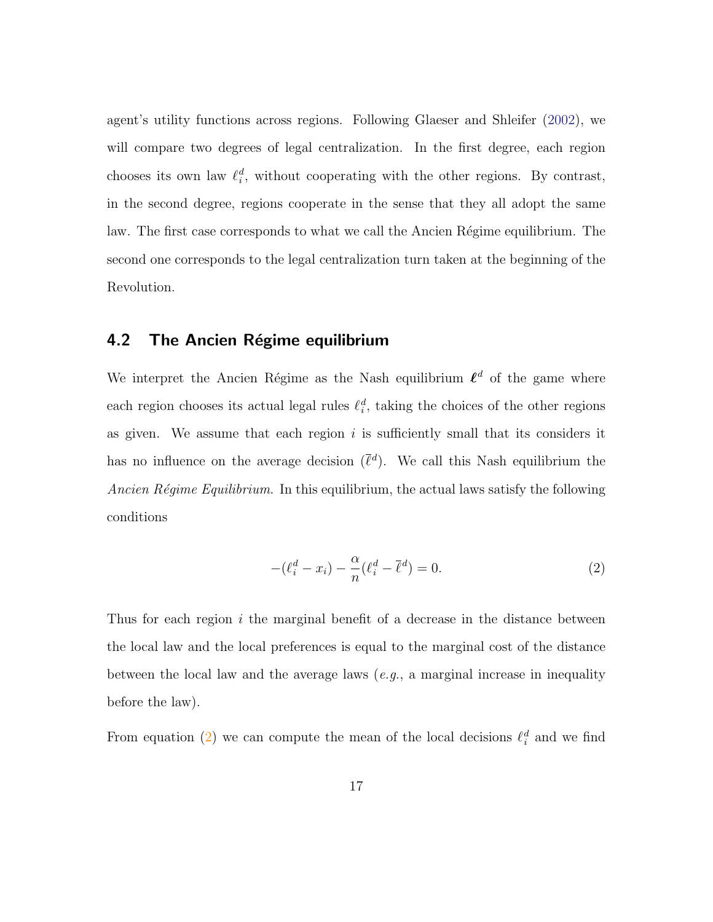agent's utility functions across regions. Following Glaeser and Shleifer (2002), we will compare two degrees of legal centralization. In the first degree, each region chooses its own law $\ell_i^d$, without cooperating with the other regions. By contrast, in the second degree, regions cooperate in the sense that they all adopt the same law. The first case corresponds to what we call the Ancien Régime equilibrium. The second one corresponds to the legal centralization turn taken at the beginning of the Revolution.

## 4.2 The Ancien Régime equilibrium

We interpret the Ancien Régime as the Nash equilibrium $\boldsymbol{\ell}^d$ of the game where each region chooses its actual legal rules $\ell_i^d$, taking the choices of the other regions as given. We assume that each region $i$ is sufficiently small that its considers it has no influence on the average decision ($\bar{\ell}^d$). We call this Nash equilibrium the *Ancien Régime Equilibrium*. In this equilibrium, the actual laws satisfy the following conditions

$$-(\ell_i^d - x_i) - \frac{\alpha}{n}(\ell_i^d - \bar{\ell}^d) = 0. \tag{2}$$

Thus for each region $i$ the marginal benefit of a decrease in the distance between the local law and the local preferences is equal to the marginal cost of the distance between the local law and the average laws (*e.g.*, a marginal increase in inequality before the law).

From equation (2) we can compute the mean of the local decisions $\ell_i^d$ and we find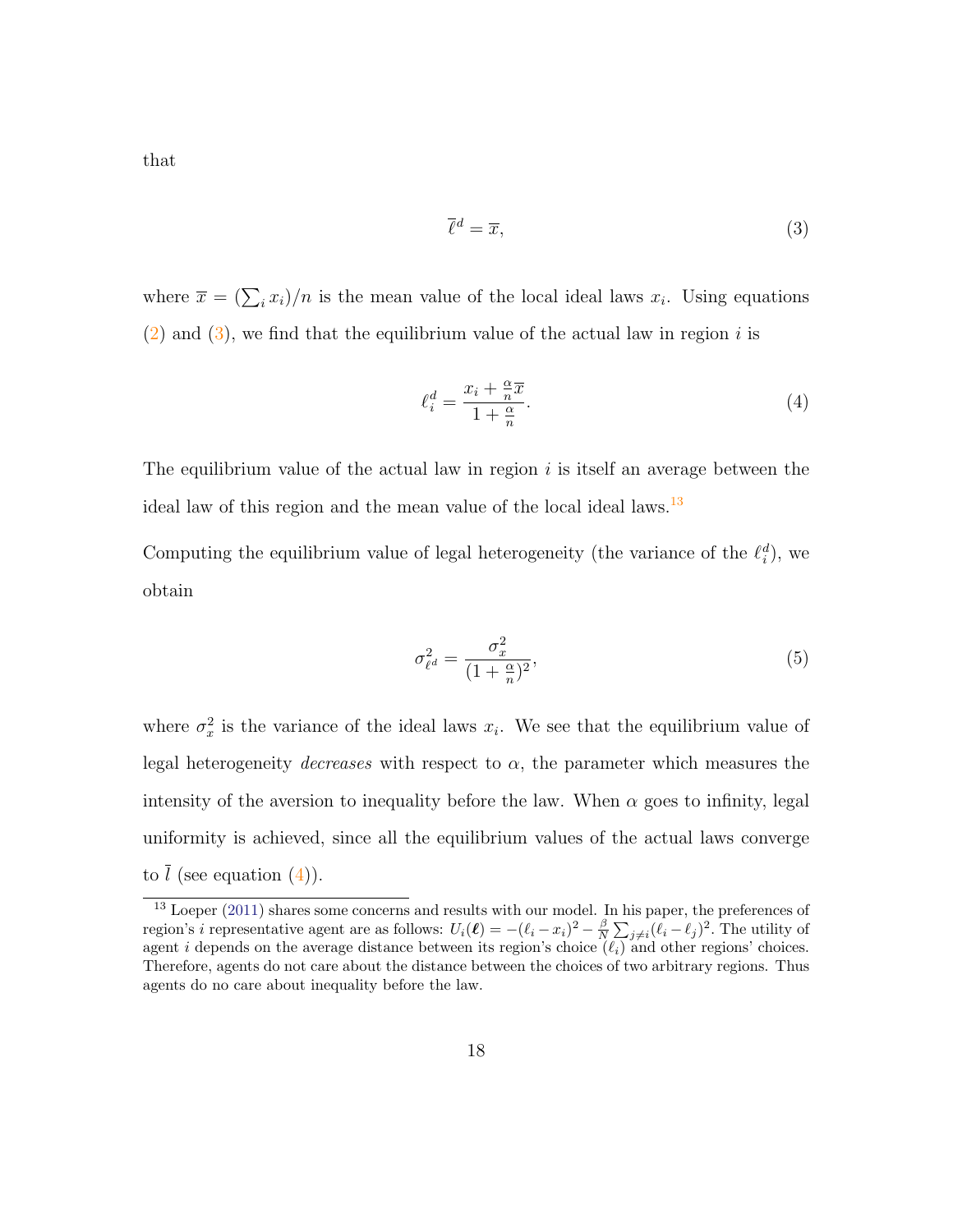that

$$\overline{\ell}^d = \overline{x}, \tag{3}$$

where $\overline{x} = (\sum_i x_i)/n$ is the mean value of the local ideal laws $x_i$. Using equations (2) and (3), we find that the equilibrium value of the actual law in region $i$ is

$$\ell_i^d = \frac{x_i + \frac{\alpha}{n}\overline{x}}{1 + \frac{\alpha}{n}}. \tag{4}$$

The equilibrium value of the actual law in region $i$ is itself an average between the ideal law of this region and the mean value of the local ideal laws.[13]

Computing the equilibrium value of legal heterogeneity (the variance of the $\ell_i^d$), we obtain

$$\sigma^2_{\ell^d} = \frac{\sigma_x^2}{(1 + \frac{\alpha}{n})^2}, \tag{5}$$

where $\sigma_x^2$ is the variance of the ideal laws $x_i$. We see that the equilibrium value of legal heterogeneity *decreases* with respect to $\alpha$, the parameter which measures the intensity of the aversion to inequality before the law. When $\alpha$ goes to infinity, legal uniformity is achieved, since all the equilibrium values of the actual laws converge to $\overline{l}$ (see equation (4)).

[13] Loeper (2011) shares some concerns and results with our model. In his paper, the preferences of region's $i$ representative agent are as follows: $U_i(\boldsymbol{\ell}) = -(\ell_i - x_i)^2 - \frac{\beta}{N}\sum_{j \neq i}(\ell_i - \ell_j)^2$. The utility of agent $i$ depends on the average distance between its region's choice ($\ell_i$) and other regions' choices. Therefore, agents do not care about the distance between the choices of two arbitrary regions. Thus agents do no care about inequality before the law.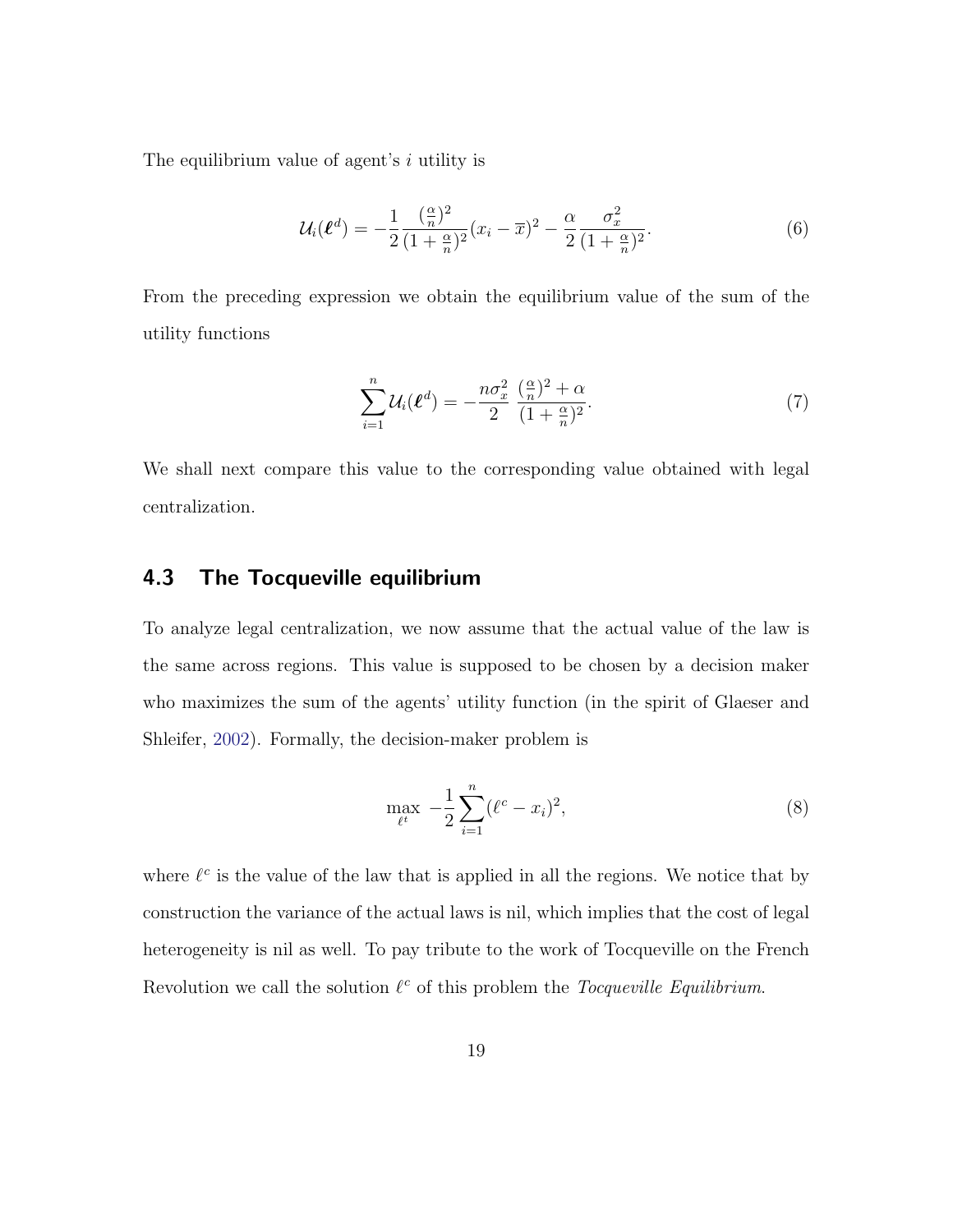The equilibrium value of agent's $i$ utility is

$$\mathcal{U}_i(\boldsymbol{\ell}^d) = -\frac{1}{2}\frac{(\frac{\alpha}{n})^2}{(1+\frac{\alpha}{n})^2}(x_i - \overline{x})^2 - \frac{\alpha}{2}\frac{\sigma_x^2}{(1+\frac{\alpha}{n})^2}. \tag{6}$$

From the preceding expression we obtain the equilibrium value of the sum of the utility functions

$$\sum_{i=1}^{n}\mathcal{U}_i(\boldsymbol{\ell}^d) = -\frac{n\sigma_x^2}{2}\;\frac{(\frac{\alpha}{n})^2 + \alpha}{(1+\frac{\alpha}{n})^2}. \tag{7}$$

We shall next compare this value to the corresponding value obtained with legal centralization.

### 4.3 The Tocqueville equilibrium

To analyze legal centralization, we now assume that the actual value of the law is the same across regions. This value is supposed to be chosen by a decision maker who maximizes the sum of the agents' utility function (in the spirit of Glaeser and Shleifer, 2002). Formally, the decision-maker problem is

$$\max_{\ell^t}\; -\frac{1}{2}\sum_{i=1}^{n}(\ell^c - x_i)^2, \tag{8}$$

where $\ell^c$ is the value of the law that is applied in all the regions. We notice that by construction the variance of the actual laws is nil, which implies that the cost of legal heterogeneity is nil as well. To pay tribute to the work of Tocqueville on the French Revolution we call the solution $\ell^c$ of this problem the *Tocqueville Equilibrium*.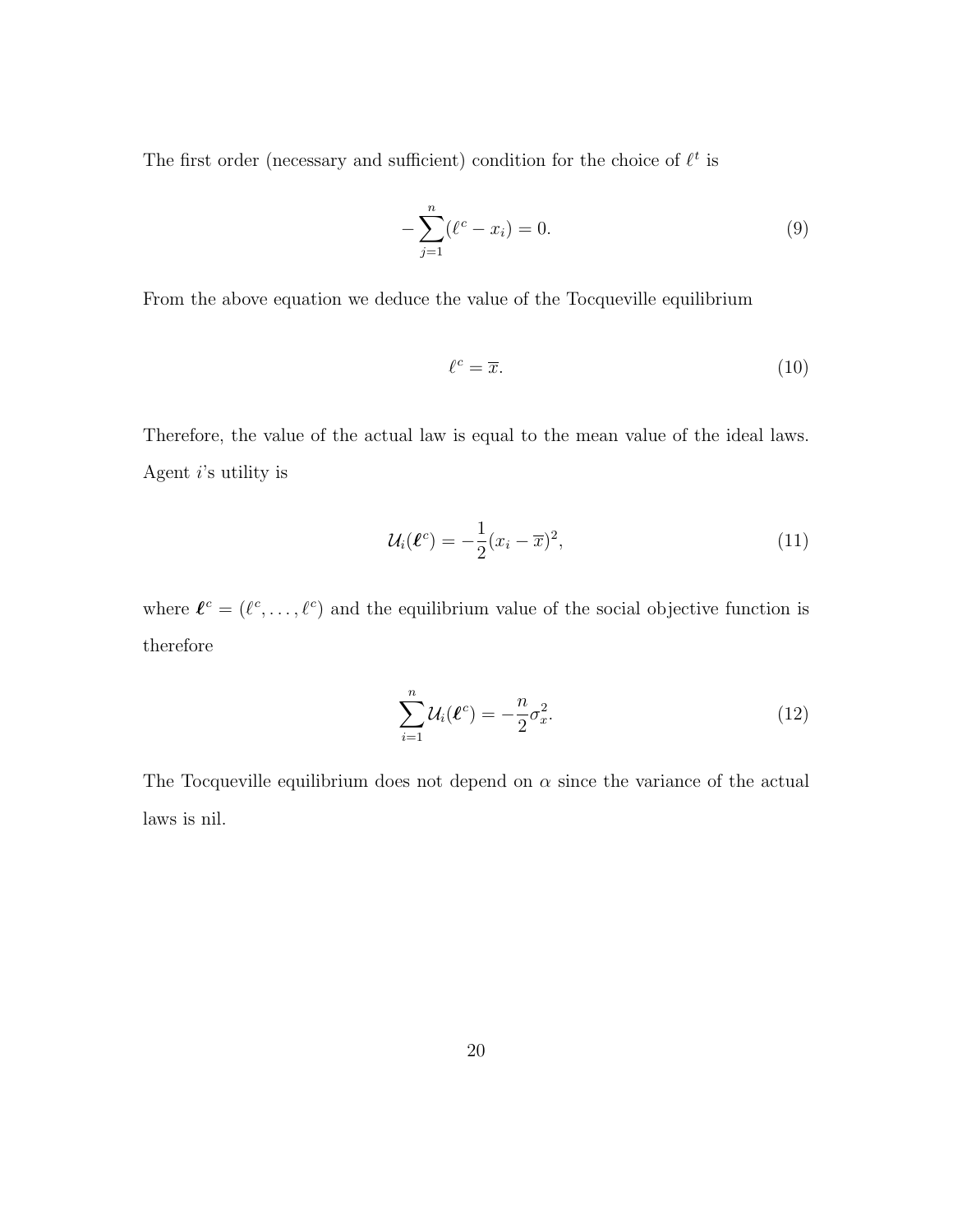The first order (necessary and sufficient) condition for the choice of $\ell^t$ is

$$-\sum_{j=1}^{n}(\ell^c - x_i) = 0. \tag{9}$$

From the above equation we deduce the value of the Tocqueville equilibrium

$$\ell^c = \overline{x}. \tag{10}$$

Therefore, the value of the actual law is equal to the mean value of the ideal laws. Agent $i$'s utility is

$$\mathcal{U}_i(\boldsymbol{\ell}^c) = -\frac{1}{2}(x_i - \overline{x})^2, \tag{11}$$

where $\boldsymbol{\ell}^c = (\ell^c, \ldots, \ell^c)$ and the equilibrium value of the social objective function is therefore

$$\sum_{i=1}^{n}\mathcal{U}_i(\boldsymbol{\ell}^c) = -\frac{n}{2}\sigma_x^2. \tag{12}$$

The Tocqueville equilibrium does not depend on $\alpha$ since the variance of the actual laws is nil.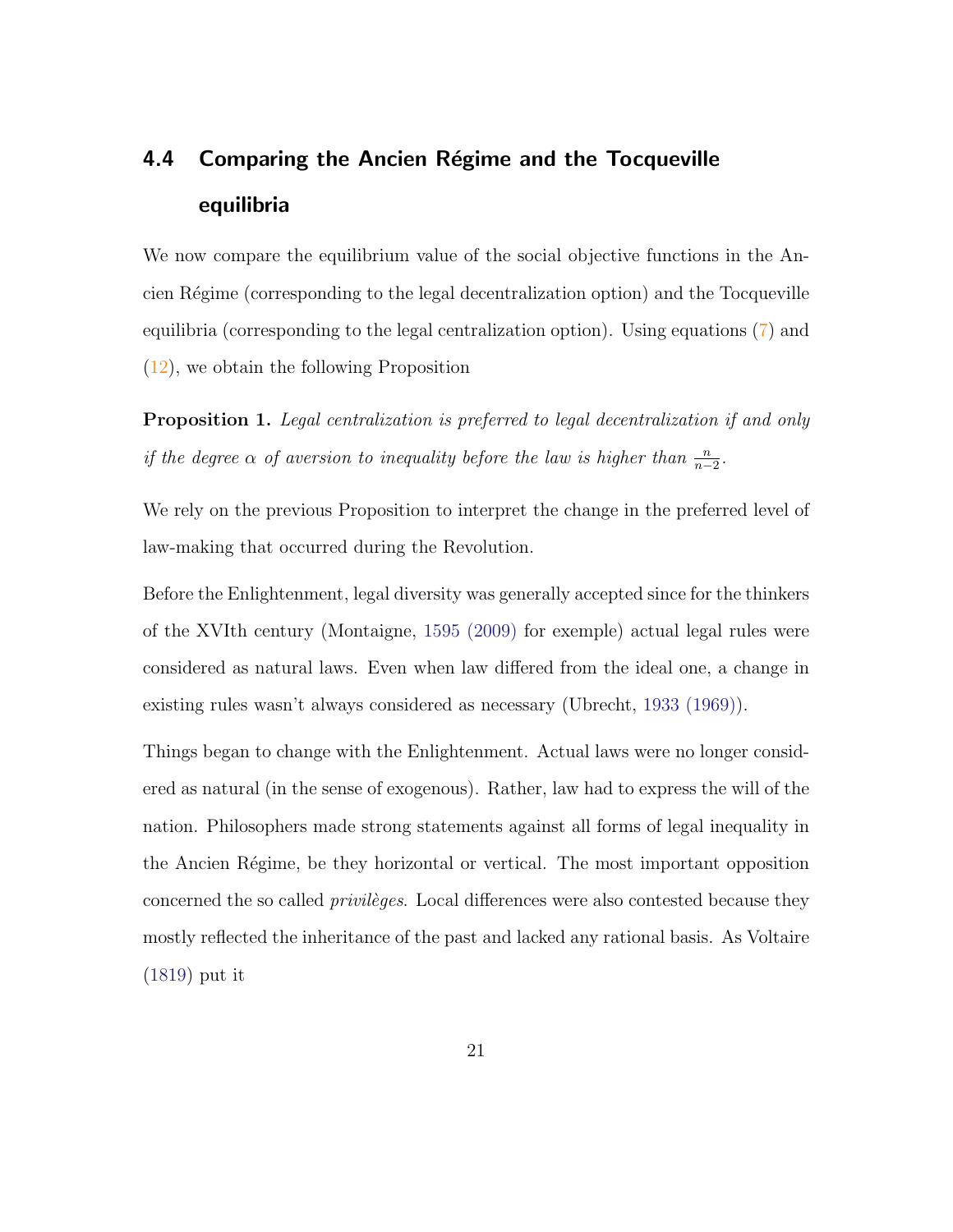## 4.4 Comparing the Ancien Régime and the Tocqueville equilibria

We now compare the equilibrium value of the social objective functions in the Ancien Régime (corresponding to the legal decentralization option) and the Tocqueville equilibria (corresponding to the legal centralization option). Using equations (7) and (12), we obtain the following Proposition

**Proposition 1.** *Legal centralization is preferred to legal decentralization if and only if the degree $\alpha$ of aversion to inequality before the law is higher than $\frac{n}{n-2}$.*

We rely on the previous Proposition to interpret the change in the preferred level of law-making that occurred during the Revolution.

Before the Enlightenment, legal diversity was generally accepted since for the thinkers of the XVIth century (Montaigne, 1595 (2009) for exemple) actual legal rules were considered as natural laws. Even when law differed from the ideal one, a change in existing rules wasn't always considered as necessary (Ubrecht, 1933 (1969)).

Things began to change with the Enlightenment. Actual laws were no longer considered as natural (in the sense of exogenous). Rather, law had to express the will of the nation. Philosophers made strong statements against all forms of legal inequality in the Ancien Régime, be they horizontal or vertical. The most important opposition concerned the so called *privilèges*. Local differences were also contested because they mostly reflected the inheritance of the past and lacked any rational basis. As Voltaire (1819) put it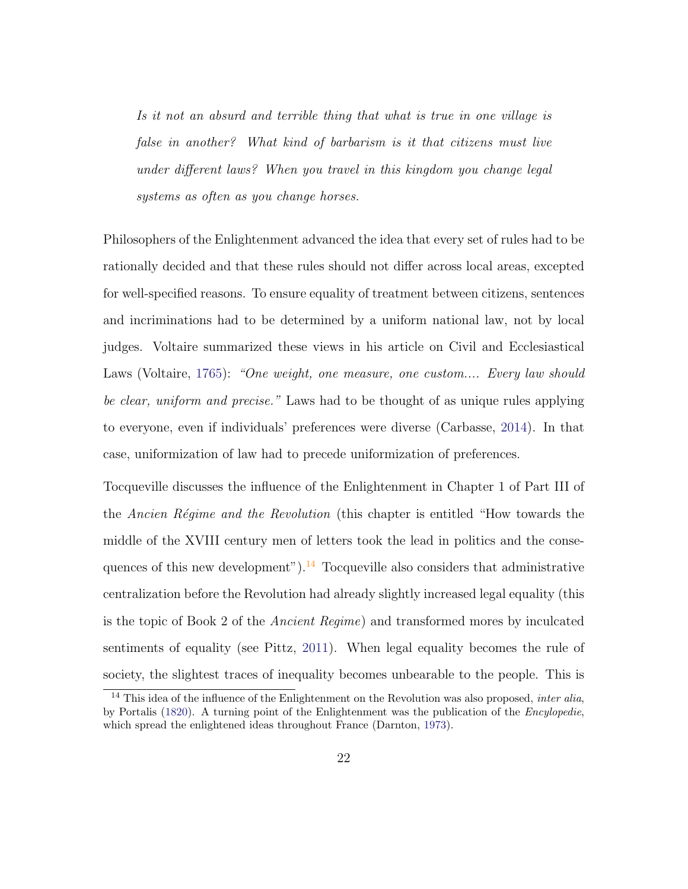> *Is it not an absurd and terrible thing that what is true in one village is false in another? What kind of barbarism is it that citizens must live under different laws? When you travel in this kingdom you change legal systems as often as you change horses.*

Philosophers of the Enlightenment advanced the idea that every set of rules had to be rationally decided and that these rules should not differ across local areas, excepted for well-specified reasons. To ensure equality of treatment between citizens, sentences and incriminations had to be determined by a uniform national law, not by local judges. Voltaire summarized these views in his article on Civil and Ecclesiastical Laws (Voltaire, 1765): *"One weight, one measure, one custom.... Every law should be clear, uniform and precise."* Laws had to be thought of as unique rules applying to everyone, even if individuals' preferences were diverse (Carbasse, 2014). In that case, uniformization of law had to precede uniformization of preferences.

Tocqueville discusses the influence of the Enlightenment in Chapter 1 of Part III of the *Ancien Régime and the Revolution* (this chapter is entitled "How towards the middle of the XVIII century men of letters took the lead in politics and the consequences of this new development").[14] Tocqueville also considers that administrative centralization before the Revolution had already slightly increased legal equality (this is the topic of Book 2 of the *Ancient Regime*) and transformed mores by inculcated sentiments of equality (see Pittz, 2011). When legal equality becomes the rule of society, the slightest traces of inequality becomes unbearable to the people. This is

[14] This idea of the influence of the Enlightenment on the Revolution was also proposed, *inter alia*, by Portalis (1820). A turning point of the Enlightenment was the publication of the *Encylopedie*, which spread the enlightened ideas throughout France (Darnton, 1973).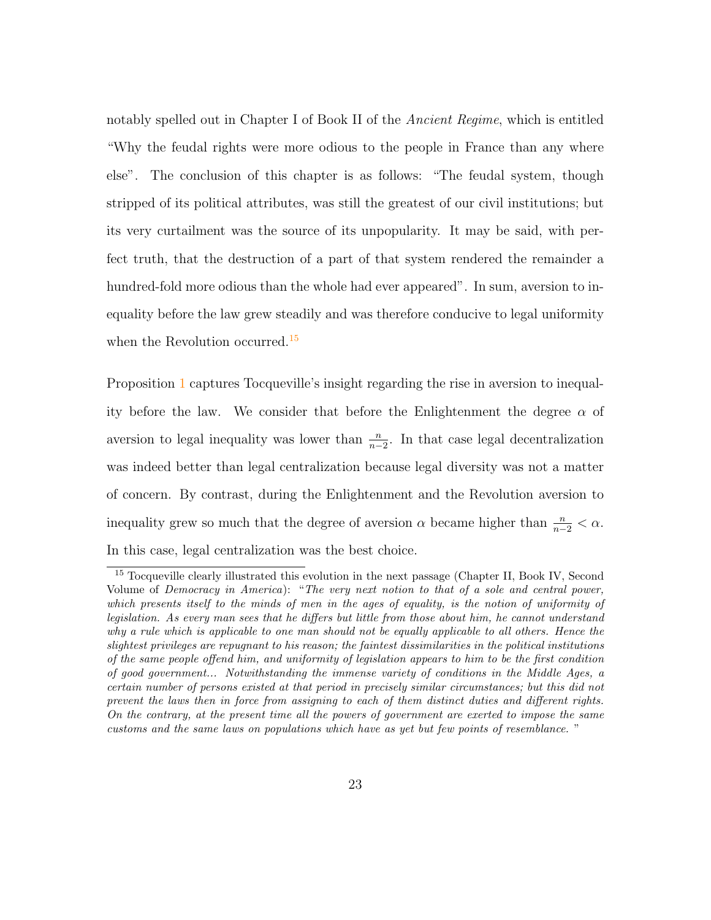notably spelled out in Chapter I of Book II of the *Ancient Regime*, which is entitled "Why the feudal rights were more odious to the people in France than any where else". The conclusion of this chapter is as follows: "The feudal system, though stripped of its political attributes, was still the greatest of our civil institutions; but its very curtailment was the source of its unpopularity. It may be said, with perfect truth, that the destruction of a part of that system rendered the remainder a hundred-fold more odious than the whole had ever appeared". In sum, aversion to inequality before the law grew steadily and was therefore conducive to legal uniformity when the Revolution occurred.[15]

Proposition 1 captures Tocqueville's insight regarding the rise in aversion to inequality before the law. We consider that before the Enlightenment the degree $\alpha$ of aversion to legal inequality was lower than $\frac{n}{n-2}$. In that case legal decentralization was indeed better than legal centralization because legal diversity was not a matter of concern. By contrast, during the Enlightenment and the Revolution aversion to inequality grew so much that the degree of aversion $\alpha$ became higher than $\frac{n}{n-2} < \alpha$. In this case, legal centralization was the best choice.

[15] Tocqueville clearly illustrated this evolution in the next passage (Chapter II, Book IV, Second Volume of *Democracy in America*): "*The very next notion to that of a sole and central power, which presents itself to the minds of men in the ages of equality, is the notion of uniformity of legislation. As every man sees that he differs but little from those about him, he cannot understand why a rule which is applicable to one man should not be equally applicable to all others. Hence the slightest privileges are repugnant to his reason; the faintest dissimilarities in the political institutions of the same people offend him, and uniformity of legislation appears to him to be the first condition of good government... Notwithstanding the immense variety of conditions in the Middle Ages, a certain number of persons existed at that period in precisely similar circumstances; but this did not prevent the laws then in force from assigning to each of them distinct duties and different rights. On the contrary, at the present time all the powers of government are exerted to impose the same customs and the same laws on populations which have as yet but few points of resemblance.* "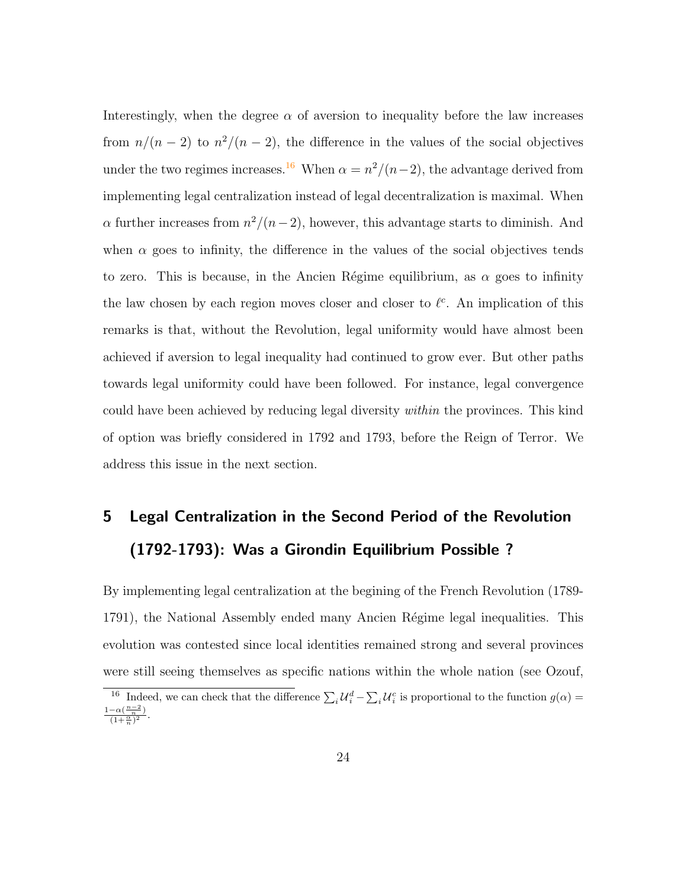Interestingly, when the degree $\alpha$ of aversion to inequality before the law increases from $n/(n-2)$ to $n^2/(n-2)$, the difference in the values of the social objectives under the two regimes increases.[16] When $\alpha = n^2/(n-2)$, the advantage derived from implementing legal centralization instead of legal decentralization is maximal. When $\alpha$ further increases from $n^2/(n-2)$, however, this advantage starts to diminish. And when $\alpha$ goes to infinity, the difference in the values of the social objectives tends to zero. This is because, in the Ancien Régime equilibrium, as $\alpha$ goes to infinity the law chosen by each region moves closer and closer to $\ell^c$. An implication of this remarks is that, without the Revolution, legal uniformity would have almost been achieved if aversion to legal inequality had continued to grow ever. But other paths towards legal uniformity could have been followed. For instance, legal convergence could have been achieved by reducing legal diversity *within* the provinces. This kind of option was briefly considered in 1792 and 1793, before the Reign of Terror. We address this issue in the next section.

# 5 Legal Centralization in the Second Period of the Revolution (1792-1793): Was a Girondin Equilibrium Possible ?

By implementing legal centralization at the begining of the French Revolution (1789-1791), the National Assembly ended many Ancien Régime legal inequalities. This evolution was contested since local identities remained strong and several provinces were still seeing themselves as specific nations within the whole nation (see Ozouf,

[16] Indeed, we can check that the difference $\sum_i \mathcal{U}_i^d - \sum_i \mathcal{U}_i^c$ is proportional to the function $g(\alpha) = \frac{1-\alpha(\frac{n-2}{n})}{(1+\frac{\alpha}{n})^2}$.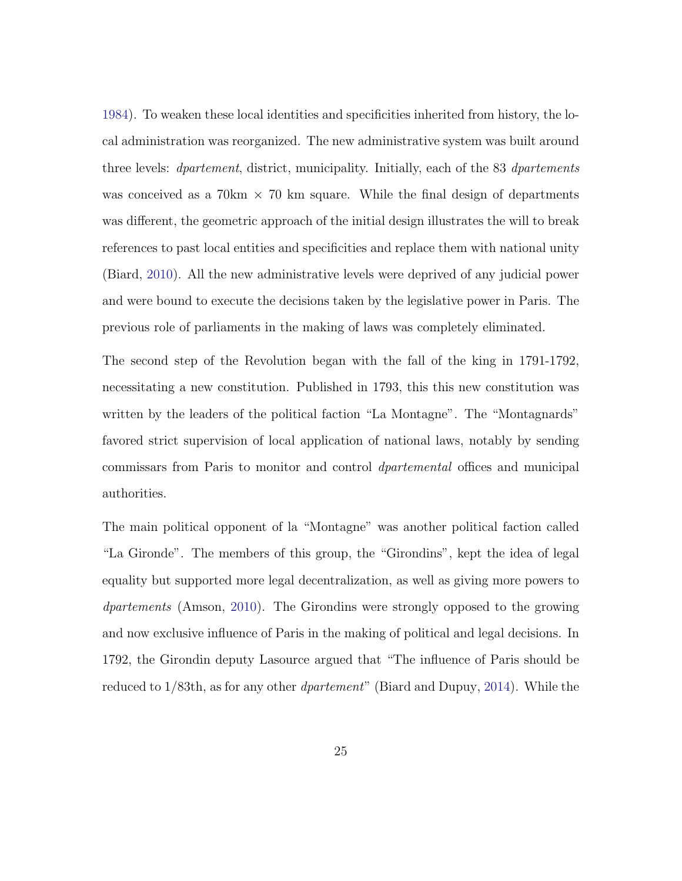1984). To weaken these local identities and specificities inherited from history, the local administration was reorganized. The new administrative system was built around three levels: *dpartement*, district, municipality. Initially, each of the 83 *dpartements* was conceived as a 70km × 70 km square. While the final design of departments was different, the geometric approach of the initial design illustrates the will to break references to past local entities and specificities and replace them with national unity (Biard, 2010). All the new administrative levels were deprived of any judicial power and were bound to execute the decisions taken by the legislative power in Paris. The previous role of parliaments in the making of laws was completely eliminated.

The second step of the Revolution began with the fall of the king in 1791-1792, necessitating a new constitution. Published in 1793, this this new constitution was written by the leaders of the political faction "La Montagne". The "Montagnards" favored strict supervision of local application of national laws, notably by sending commissars from Paris to monitor and control *dpartemental* offices and municipal authorities.

The main political opponent of la "Montagne" was another political faction called "La Gironde". The members of this group, the "Girondins", kept the idea of legal equality but supported more legal decentralization, as well as giving more powers to *dpartements* (Amson, 2010). The Girondins were strongly opposed to the growing and now exclusive influence of Paris in the making of political and legal decisions. In 1792, the Girondin deputy Lasource argued that "The influence of Paris should be reduced to 1/83th, as for any other *dpartement*" (Biard and Dupuy, 2014). While the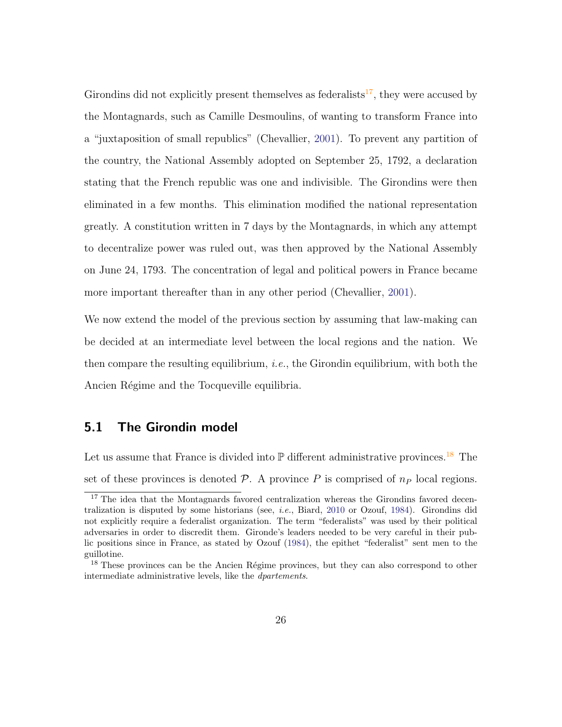Girondins did not explicitly present themselves as federalists[17], they were accused by the Montagnards, such as Camille Desmoulins, of wanting to transform France into a "juxtaposition of small republics" (Chevallier, 2001). To prevent any partition of the country, the National Assembly adopted on September 25, 1792, a declaration stating that the French republic was one and indivisible. The Girondins were then eliminated in a few months. This elimination modified the national representation greatly. A constitution written in 7 days by the Montagnards, in which any attempt to decentralize power was ruled out, was then approved by the National Assembly on June 24, 1793. The concentration of legal and political powers in France became more important thereafter than in any other period (Chevallier, 2001).

We now extend the model of the previous section by assuming that law-making can be decided at an intermediate level between the local regions and the nation. We then compare the resulting equilibrium, *i.e.*, the Girondin equilibrium, with both the Ancien Régime and the Tocqueville equilibria.

## 5.1 The Girondin model

Let us assume that France is divided into $\mathbb{P}$ different administrative provinces.[18] The set of these provinces is denoted $\mathcal{P}$. A province $P$ is comprised of $n_P$ local regions.

[17] The idea that the Montagnards favored centralization whereas the Girondins favored decentralization is disputed by some historians (see, *i.e.*, Biard, 2010 or Ozouf, 1984). Girondins did not explicitly require a federalist organization. The term "federalists" was used by their political adversaries in order to discredit them. Gironde's leaders needed to be very careful in their public positions since in France, as stated by Ozouf (1984), the epithet "federalist" sent men to the guillotine.

[18] These provinces can be the Ancien Régime provinces, but they can also correspond to other intermediate administrative levels, like the *dpartements*.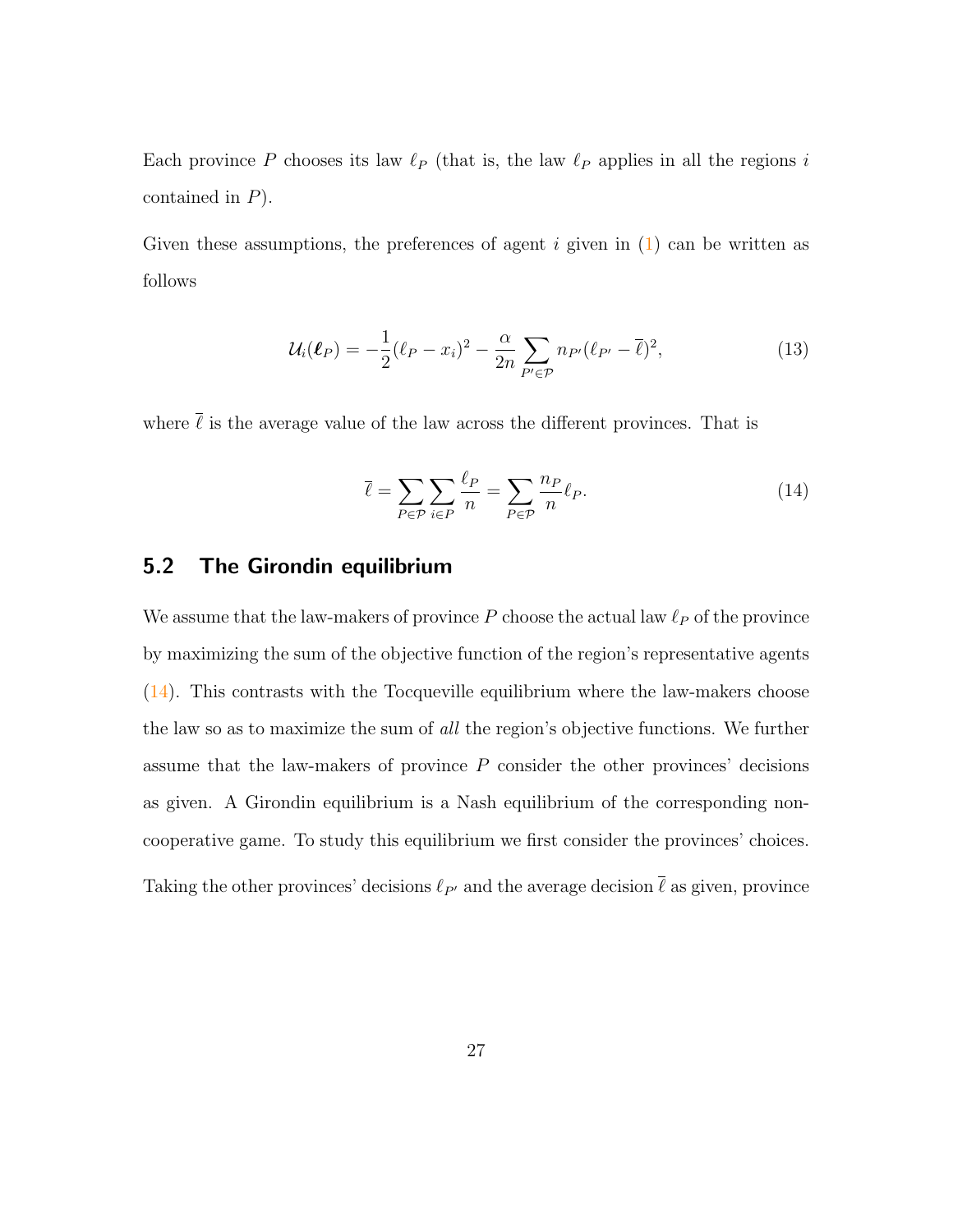Each province $P$ chooses its law $\ell_P$ (that is, the law $\ell_P$ applies in all the regions $i$ contained in $P$).

Given these assumptions, the preferences of agent $i$ given in (1) can be written as follows

$$\mathcal{U}_i(\boldsymbol{\ell}_P) = -\frac{1}{2}(\ell_P - x_i)^2 - \frac{\alpha}{2n} \sum_{P' \in \mathcal{P}} n_{P'} (\ell_{P'} - \overline{\ell})^2, \tag{13}$$

where $\overline{\ell}$ is the average value of the law across the different provinces. That is

$$\overline{\ell} = \sum_{P \in \mathcal{P}} \sum_{i \in P} \frac{\ell_P}{n} = \sum_{P \in \mathcal{P}} \frac{n_P}{n} \ell_P. \tag{14}$$

## 5.2 The Girondin equilibrium

We assume that the law-makers of province $P$ choose the actual law $\ell_P$ of the province by maximizing the sum of the objective function of the region's representative agents (14). This contrasts with the Tocqueville equilibrium where the law-makers choose the law so as to maximize the sum of *all* the region's objective functions. We further assume that the law-makers of province $P$ consider the other provinces' decisions as given. A Girondin equilibrium is a Nash equilibrium of the corresponding non-cooperative game. To study this equilibrium we first consider the provinces' choices. Taking the other provinces' decisions $\ell_{P'}$ and the average decision $\overline{\ell}$ as given, province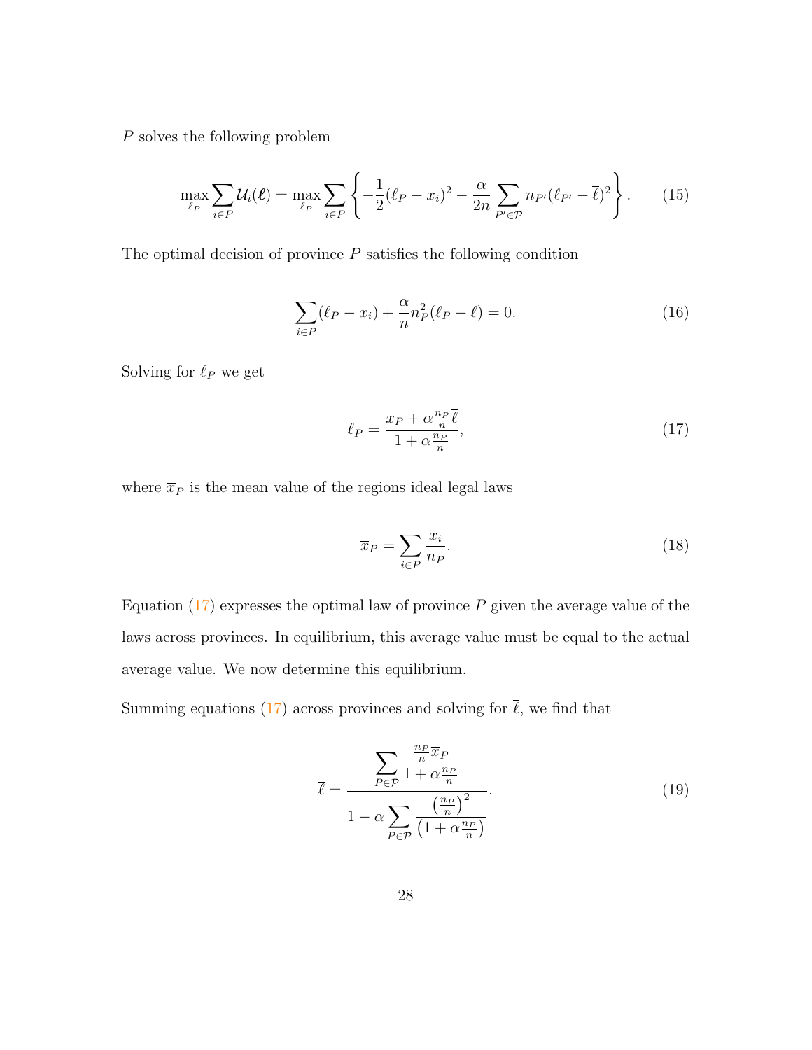$P$ solves the following problem

$$\max_{\ell_P} \sum_{i \in P} \mathcal{U}_i(\boldsymbol{\ell}) = \max_{\ell_P} \sum_{i \in P} \left\{ -\frac{1}{2}(\ell_P - x_i)^2 - \frac{\alpha}{2n} \sum_{P' \in \mathcal{P}} n_{P'}(\ell_{P'} - \overline{\ell})^2 \right\}. \tag{15}$$

The optimal decision of province $P$ satisfies the following condition

$$\sum_{i \in P} (\ell_P - x_i) + \frac{\alpha}{n} n_P^2 (\ell_P - \overline{\ell}) = 0. \tag{16}$$

Solving for $\ell_P$ we get

$$\ell_P = \frac{\overline{x}_P + \alpha \frac{n_P}{n} \overline{\ell}}{1 + \alpha \frac{n_P}{n}}, \tag{17}$$

where $\overline{x}_P$ is the mean value of the regions ideal legal laws

$$\overline{x}_P = \sum_{i \in P} \frac{x_i}{n_P}. \tag{18}$$

Equation (17) expresses the optimal law of province $P$ given the average value of the laws across provinces. In equilibrium, this average value must be equal to the actual average value. We now determine this equilibrium.

Summing equations (17) across provinces and solving for $\overline{\ell}$, we find that

$$\overline{\ell} = \frac{\displaystyle\sum_{P \in \mathcal{P}} \frac{\frac{n_P}{n} \overline{x}_P}{1 + \alpha \frac{n_P}{n}}}{1 - \alpha \displaystyle\sum_{P \in \mathcal{P}} \frac{\left(\frac{n_P}{n}\right)^2}{\left(1 + \alpha \frac{n_P}{n}\right)}}. \tag{19}$$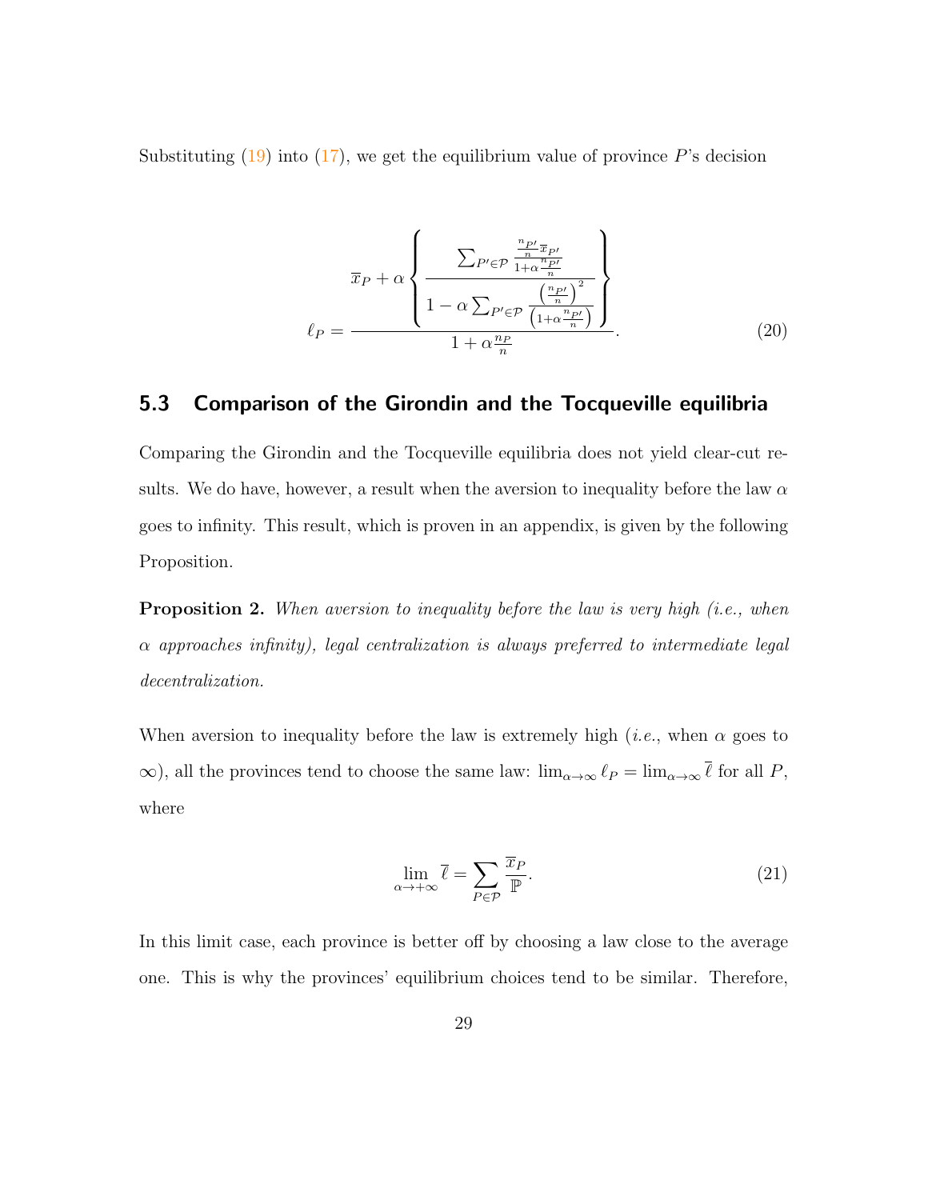Substituting (19) into (17), we get the equilibrium value of province $P$'s decision

$$\ell_P = \frac{\overline{x}_P + \alpha \left\{ \dfrac{\sum_{P' \in \mathcal{P}} \frac{\frac{n_{P'}}{n} \overline{x}_{P'}}{1+\alpha \frac{n_{P'}}{n}}}{1 - \alpha \sum_{P' \in \mathcal{P}} \frac{\left(\frac{n_{P'}}{n}\right)^2}{\left(1+\alpha \frac{n_{P'}}{n}\right)}} \right\}}{1 + \alpha \frac{n_P}{n}}. \tag{20}$$

## 5.3 Comparison of the Girondin and the Tocqueville equilibria

Comparing the Girondin and the Tocqueville equilibria does not yield clear-cut results. We do have, however, a result when the aversion to inequality before the law $\alpha$ goes to infinity. This result, which is proven in an appendix, is given by the following Proposition.

**Proposition 2.** *When aversion to inequality before the law is very high (i.e., when $\alpha$ approaches infinity), legal centralization is always preferred to intermediate legal decentralization.*

When aversion to inequality before the law is extremely high (*i.e.*, when $\alpha$ goes to $\infty$), all the provinces tend to choose the same law: $\lim_{\alpha \to \infty} \ell_P = \lim_{\alpha \to \infty} \overline{\ell}$ for all $P$, where

$$\lim_{\alpha \to +\infty} \overline{\ell} = \sum_{P \in \mathcal{P}} \frac{\overline{x}_P}{\mathbb{P}}. \tag{21}$$

In this limit case, each province is better off by choosing a law close to the average one. This is why the provinces' equilibrium choices tend to be similar. Therefore,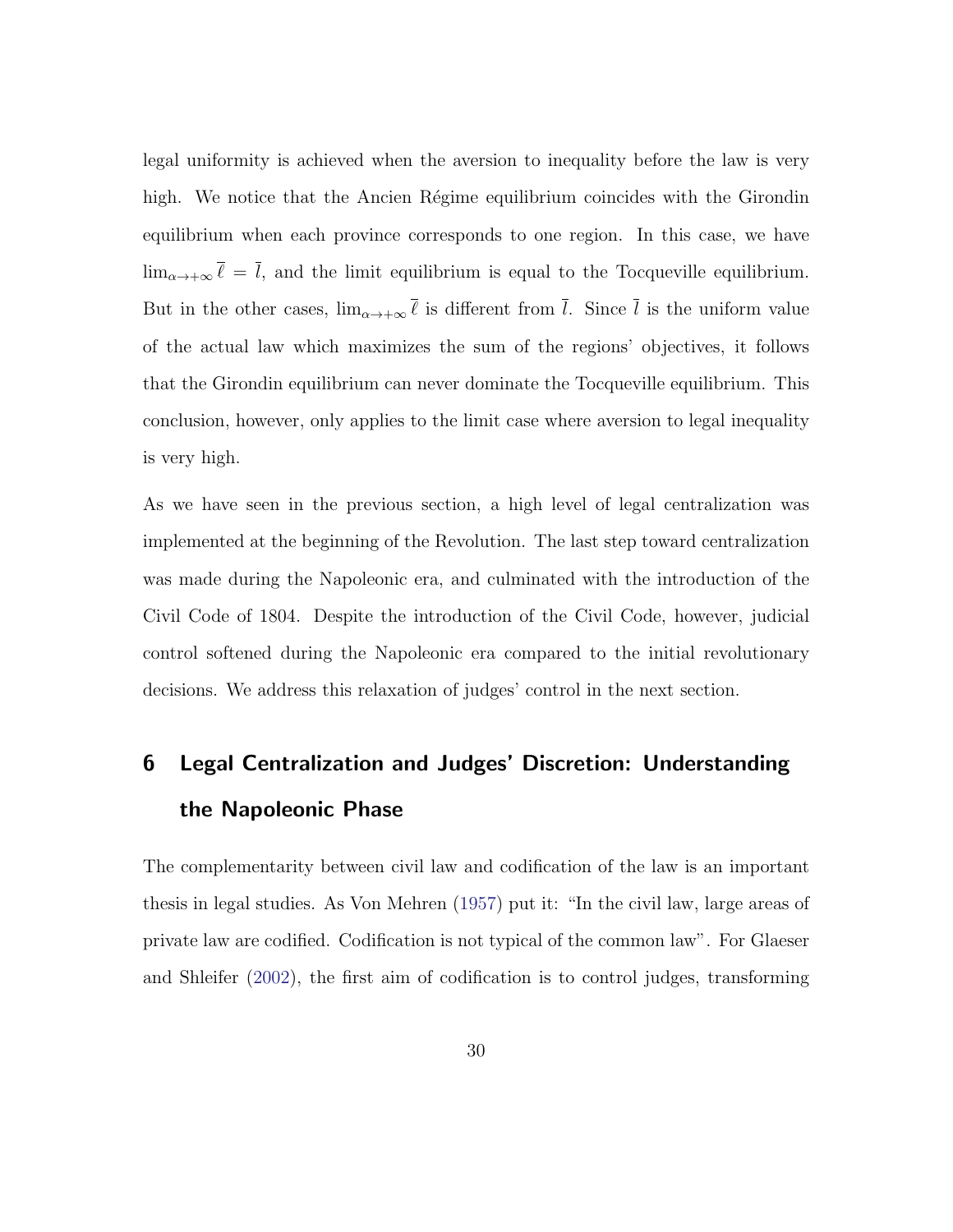legal uniformity is achieved when the aversion to inequality before the law is very high. We notice that the Ancien Régime equilibrium coincides with the Girondin equilibrium when each province corresponds to one region. In this case, we have $\lim_{\alpha \to +\infty} \overline{\ell} = \overline{l}$, and the limit equilibrium is equal to the Tocqueville equilibrium. But in the other cases, $\lim_{\alpha \to +\infty} \overline{\ell}$ is different from $\overline{l}$. Since $\overline{l}$ is the uniform value of the actual law which maximizes the sum of the regions' objectives, it follows that the Girondin equilibrium can never dominate the Tocqueville equilibrium. This conclusion, however, only applies to the limit case where aversion to legal inequality is very high.

As we have seen in the previous section, a high level of legal centralization was implemented at the beginning of the Revolution. The last step toward centralization was made during the Napoleonic era, and culminated with the introduction of the Civil Code of 1804. Despite the introduction of the Civil Code, however, judicial control softened during the Napoleonic era compared to the initial revolutionary decisions. We address this relaxation of judges' control in the next section.

# 6 Legal Centralization and Judges' Discretion: Understanding the Napoleonic Phase

The complementarity between civil law and codification of the law is an important thesis in legal studies. As Von Mehren (1957) put it: "In the civil law, large areas of private law are codified. Codification is not typical of the common law". For Glaeser and Shleifer (2002), the first aim of codification is to control judges, transforming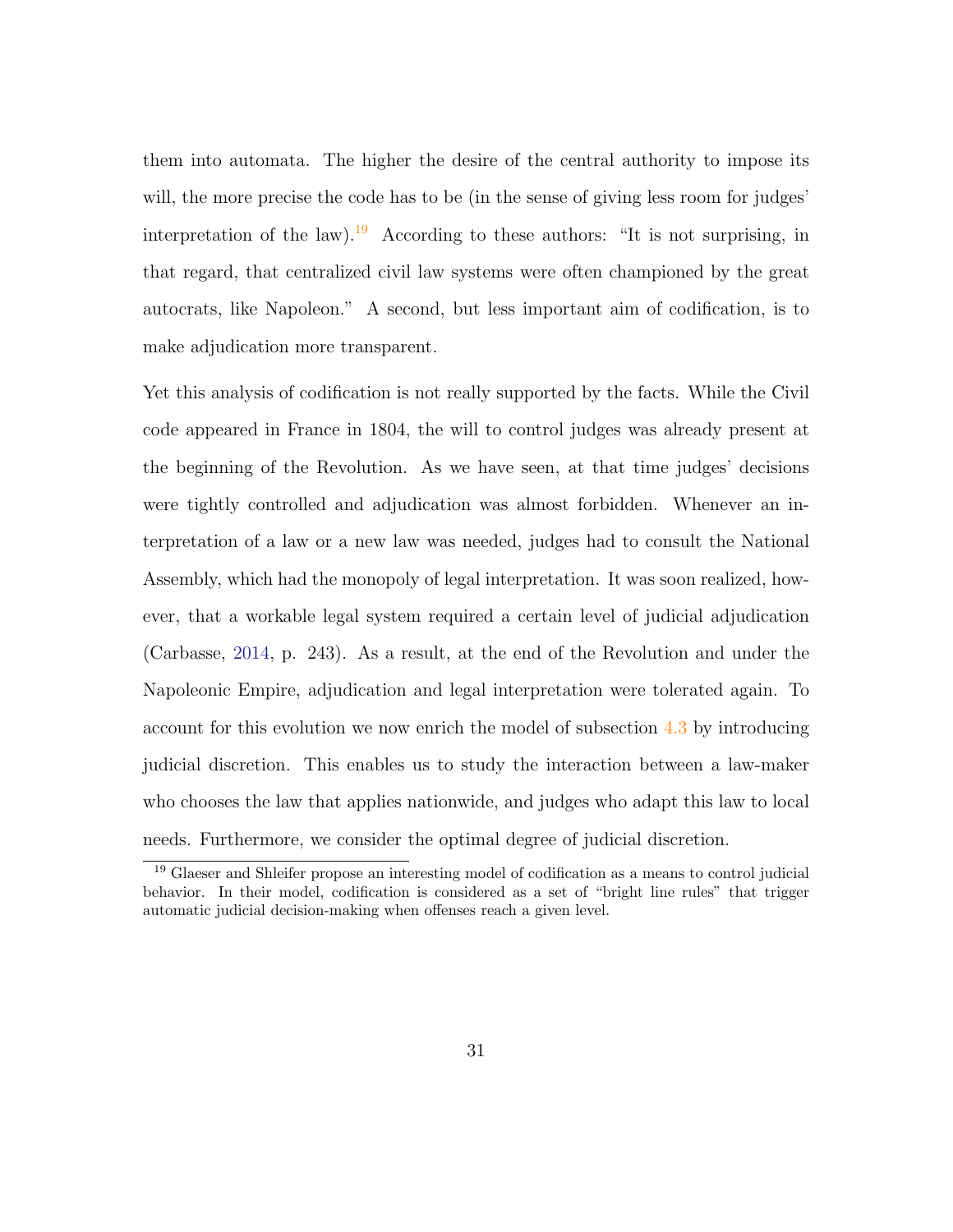them into automata. The higher the desire of the central authority to impose its will, the more precise the code has to be (in the sense of giving less room for judges' interpretation of the law).[19] According to these authors: "It is not surprising, in that regard, that centralized civil law systems were often championed by the great autocrats, like Napoleon." A second, but less important aim of codification, is to make adjudication more transparent.

Yet this analysis of codification is not really supported by the facts. While the Civil code appeared in France in 1804, the will to control judges was already present at the beginning of the Revolution. As we have seen, at that time judges' decisions were tightly controlled and adjudication was almost forbidden. Whenever an interpretation of a law or a new law was needed, judges had to consult the National Assembly, which had the monopoly of legal interpretation. It was soon realized, however, that a workable legal system required a certain level of judicial adjudication (Carbasse, 2014, p. 243). As a result, at the end of the Revolution and under the Napoleonic Empire, adjudication and legal interpretation were tolerated again. To account for this evolution we now enrich the model of subsection 4.3 by introducing judicial discretion. This enables us to study the interaction between a law-maker who chooses the law that applies nationwide, and judges who adapt this law to local needs. Furthermore, we consider the optimal degree of judicial discretion.

[19] Glaeser and Shleifer propose an interesting model of codification as a means to control judicial behavior. In their model, codification is considered as a set of "bright line rules" that trigger automatic judicial decision-making when offenses reach a given level.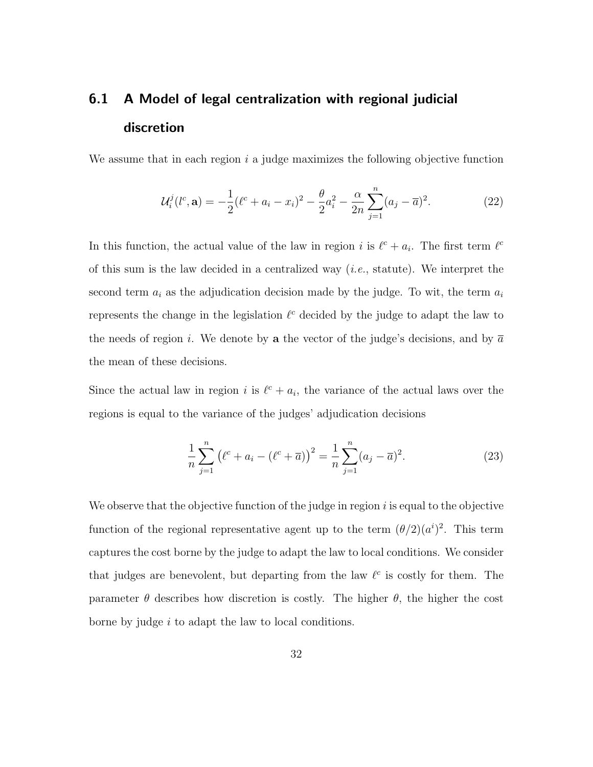## 6.1 A Model of legal centralization with regional judicial discretion

We assume that in each region $i$ a judge maximizes the following objective function

$$\mathcal{U}_i^j(l^c, \mathbf{a}) = -\frac{1}{2}(\ell^c + a_i - x_i)^2 - \frac{\theta}{2}a_i^2 - \frac{\alpha}{2n}\sum_{j=1}^{n}(a_j - \overline{a})^2. \tag{22}$$

In this function, the actual value of the law in region $i$ is $\ell^c + a_i$. The first term $\ell^c$ of this sum is the law decided in a centralized way (*i.e.*, statute). We interpret the second term $a_i$ as the adjudication decision made by the judge. To wit, the term $a_i$ represents the change in the legislation $\ell^c$ decided by the judge to adapt the law to the needs of region $i$. We denote by $\mathbf{a}$ the vector of the judge's decisions, and by $\overline{a}$ the mean of these decisions.

Since the actual law in region $i$ is $\ell^c + a_i$, the variance of the actual laws over the regions is equal to the variance of the judges' adjudication decisions

$$\frac{1}{n}\sum_{j=1}^{n}\left(\ell^c + a_i - (\ell^c + \overline{a})\right)^2 = \frac{1}{n}\sum_{j=1}^{n}(a_j - \overline{a})^2. \tag{23}$$

We observe that the objective function of the judge in region $i$ is equal to the objective function of the regional representative agent up to the term $(\theta/2)(a^i)^2$. This term captures the cost borne by the judge to adapt the law to local conditions. We consider that judges are benevolent, but departing from the law $\ell^c$ is costly for them. The parameter $\theta$ describes how discretion is costly. The higher $\theta$, the higher the cost borne by judge $i$ to adapt the law to local conditions.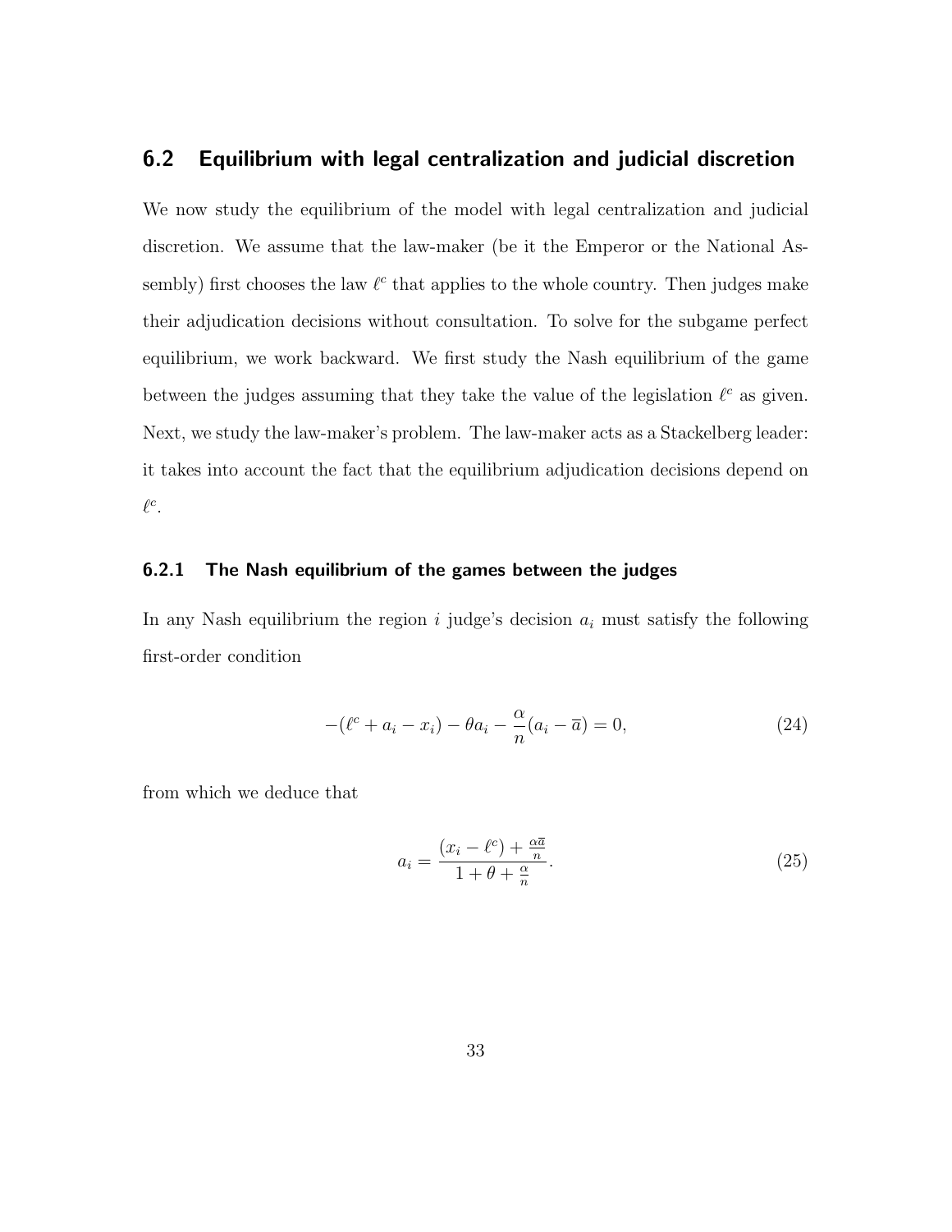## 6.2 Equilibrium with legal centralization and judicial discretion

We now study the equilibrium of the model with legal centralization and judicial discretion. We assume that the law-maker (be it the Emperor or the National Assembly) first chooses the law $\ell^c$ that applies to the whole country. Then judges make their adjudication decisions without consultation. To solve for the subgame perfect equilibrium, we work backward. We first study the Nash equilibrium of the game between the judges assuming that they take the value of the legislation $\ell^c$ as given. Next, we study the law-maker's problem. The law-maker acts as a Stackelberg leader: it takes into account the fact that the equilibrium adjudication decisions depend on $\ell^c$.

### 6.2.1 The Nash equilibrium of the games between the judges

In any Nash equilibrium the region $i$ judge's decision $a_i$ must satisfy the following first-order condition

$$-(\ell^c + a_i - x_i) - \theta a_i - \frac{\alpha}{n}(a_i - \overline{a}) = 0, \tag{24}$$

from which we deduce that

$$a_i = \frac{(x_i - \ell^c) + \frac{\alpha \overline{a}}{n}}{1 + \theta + \frac{\alpha}{n}}. \tag{25}$$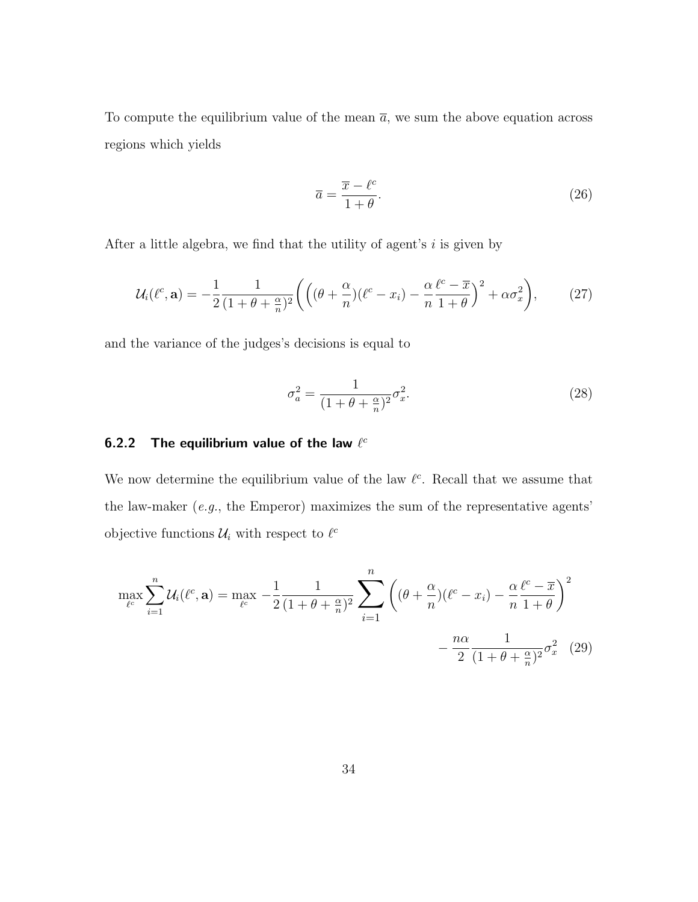To compute the equilibrium value of the mean $\overline{a}$, we sum the above equation across regions which yields

$$\overline{a} = \frac{\overline{x} - \ell^c}{1 + \theta}. \tag{26}$$

After a little algebra, we find that the utility of agent's $i$ is given by

$$\mathcal{U}_i(\ell^c, \mathbf{a}) = -\frac{1}{2}\frac{1}{(1 + \theta + \frac{\alpha}{n})^2}\Bigg(\Big((\theta + \frac{\alpha}{n})(\ell^c - x_i) - \frac{\alpha}{n}\frac{\ell^c - \overline{x}}{1 + \theta}\Big)^2 + \alpha\sigma_x^2\Bigg), \tag{27}$$

and the variance of the judges's decisions is equal to

$$\sigma_a^2 = \frac{1}{(1 + \theta + \frac{\alpha}{n})^2}\sigma_x^2. \tag{28}$$

### 6.2.2 The equilibrium value of the law $\ell^c$

We now determine the equilibrium value of the law $\ell^c$. Recall that we assume that the law-maker (*e.g.*, the Emperor) maximizes the sum of the representative agents' objective functions $\mathcal{U}_i$ with respect to $\ell^c$

$$\max_{\ell^c} \sum_{i=1}^{n} \mathcal{U}_i(\ell^c, \mathbf{a}) = \max_{\ell^c} \; -\frac{1}{2}\frac{1}{(1 + \theta + \frac{\alpha}{n})^2}\sum_{i=1}^{n}\left((\theta + \frac{\alpha}{n})(\ell^c - x_i) - \frac{\alpha}{n}\frac{\ell^c - \overline{x}}{1 + \theta}\right)^2 - \frac{n\alpha}{2}\frac{1}{(1 + \theta + \frac{\alpha}{n})^2}\sigma_x^2 \tag{29}$$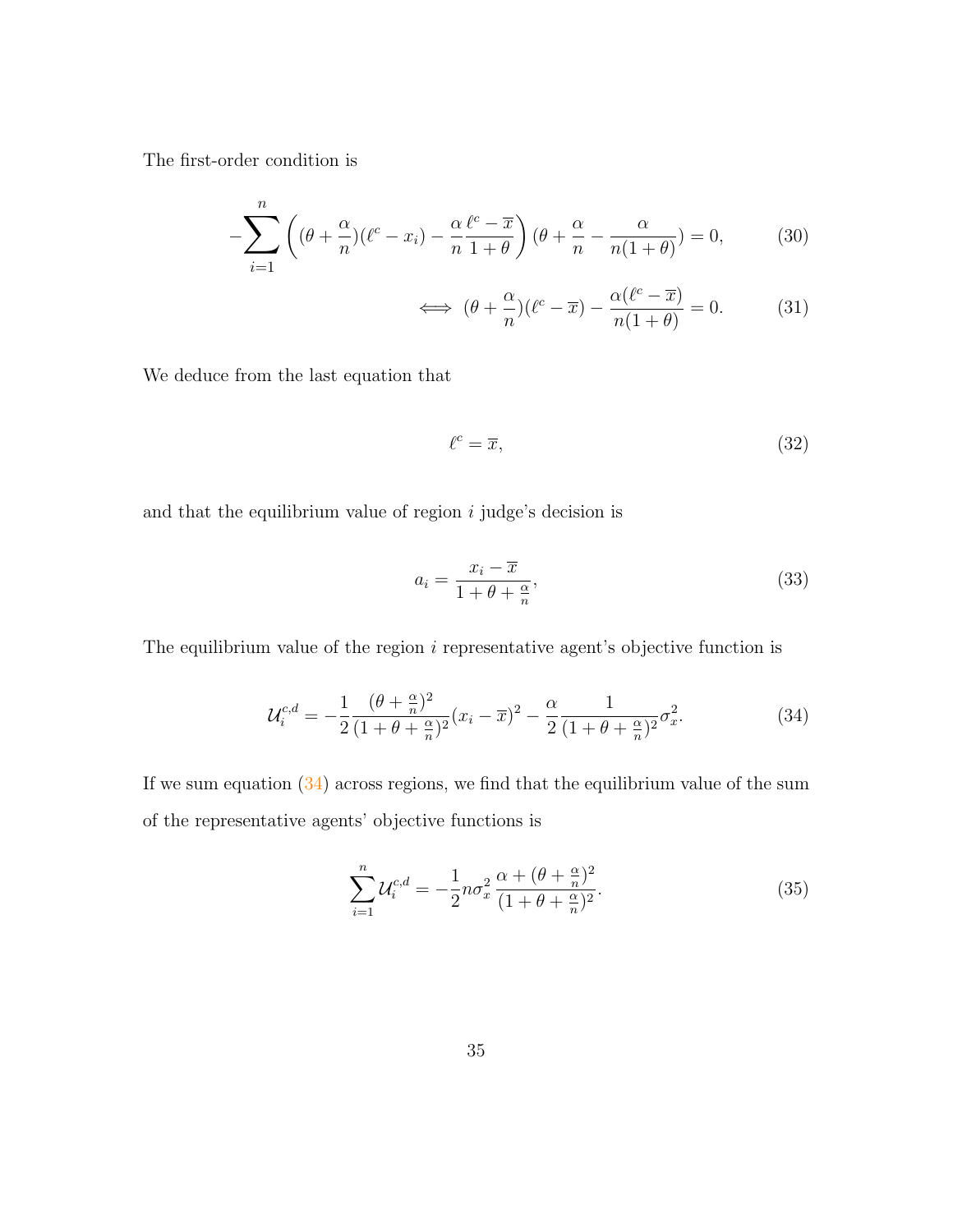The first-order condition is

$$
-\sum_{i=1}^{n}\left((\theta+\frac{\alpha}{n})(\ell^c-x_i)-\frac{\alpha}{n}\frac{\ell^c-\overline{x}}{1+\theta}\right)(\theta+\frac{\alpha}{n}-\frac{\alpha}{n(1+\theta)})=0, \tag{30}
$$

$$
\iff (\theta+\frac{\alpha}{n})(\ell^c-\overline{x})-\frac{\alpha(\ell^c-\overline{x})}{n(1+\theta)}=0. \tag{31}
$$

We deduce from the last equation that

$$
\ell^c=\overline{x}, \tag{32}
$$

and that the equilibrium value of region $i$ judge's decision is

$$
a_i=\frac{x_i-\overline{x}}{1+\theta+\frac{\alpha}{n}}, \tag{33}
$$

The equilibrium value of the region $i$ representative agent's objective function is

$$
\mathcal{U}_i^{c,d}=-\frac{1}{2}\frac{(\theta+\frac{\alpha}{n})^2}{(1+\theta+\frac{\alpha}{n})^2}(x_i-\overline{x})^2-\frac{\alpha}{2}\frac{1}{(1+\theta+\frac{\alpha}{n})^2}\sigma_x^2. \tag{34}
$$

If we sum equation (34) across regions, we find that the equilibrium value of the sum of the representative agents' objective functions is

$$
\sum_{i=1}^{n}\mathcal{U}_i^{c,d}=-\frac{1}{2}n\sigma_x^2\,\frac{\alpha+(\theta+\frac{\alpha}{n})^2}{(1+\theta+\frac{\alpha}{n})^2}. \tag{35}
$$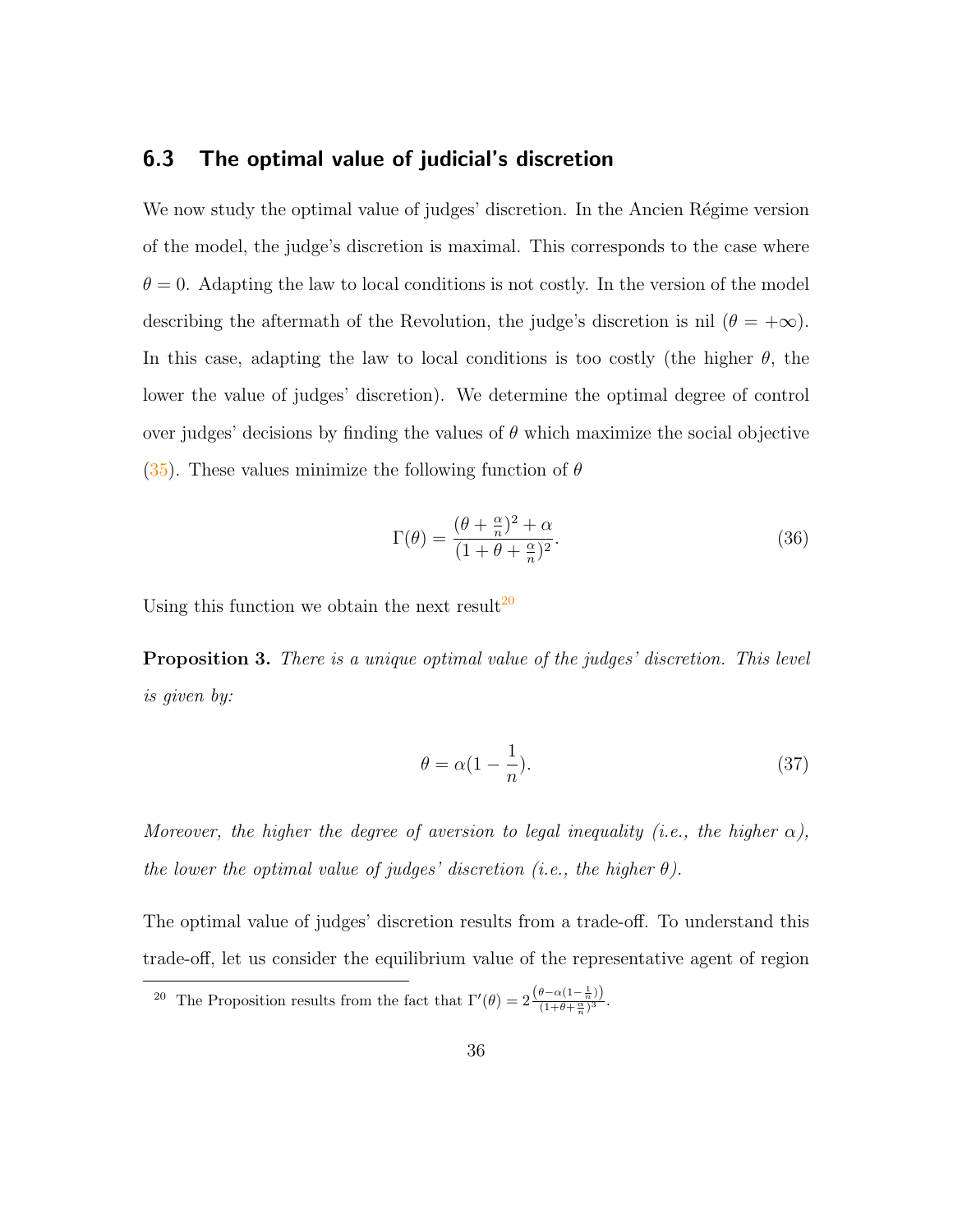## 6.3 The optimal value of judicial's discretion

We now study the optimal value of judges' discretion. In the Ancien Régime version of the model, the judge's discretion is maximal. This corresponds to the case where $\theta = 0$. Adapting the law to local conditions is not costly. In the version of the model describing the aftermath of the Revolution, the judge's discretion is nil ($\theta = +\infty$). In this case, adapting the law to local conditions is too costly (the higher $\theta$, the lower the value of judges' discretion). We determine the optimal degree of control over judges' decisions by finding the values of $\theta$ which maximize the social objective (35). These values minimize the following function of $\theta$

$$\Gamma(\theta) = \frac{(\theta + \frac{\alpha}{n})^2 + \alpha}{(1 + \theta + \frac{\alpha}{n})^2}. \tag{36}$$

Using this function we obtain the next result[20]

**Proposition 3.** *There is a unique optimal value of the judges' discretion. This level is given by:*

$$\theta = \alpha(1 - \frac{1}{n}). \tag{37}$$

*Moreover, the higher the degree of aversion to legal inequality (i.e., the higher $\alpha$), the lower the optimal value of judges' discretion (i.e., the higher $\theta$).*

The optimal value of judges' discretion results from a trade-off. To understand this trade-off, let us consider the equilibrium value of the representative agent of region

[20] The Proposition results from the fact that $\Gamma'(\theta) = 2\frac{\left(\theta - \alpha(1-\frac{1}{n})\right)}{(1+\theta+\frac{\alpha}{n})^3}$.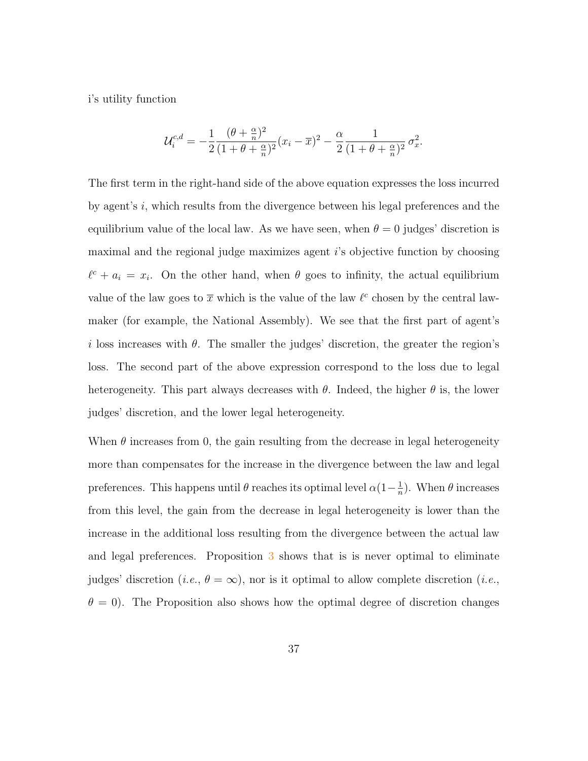i's utility function

$$\mathcal{U}_i^{c,d} = -\frac{1}{2}\frac{(\theta + \frac{\alpha}{n})^2}{(1+\theta+\frac{\alpha}{n})^2}(x_i - \overline{x})^2 - \frac{\alpha}{2}\frac{1}{(1+\theta+\frac{\alpha}{n})^2}\,\sigma_x^2.$$

The first term in the right-hand side of the above equation expresses the loss incurred by agent's $i$, which results from the divergence between his legal preferences and the equilibrium value of the local law. As we have seen, when $\theta = 0$ judges' discretion is maximal and the regional judge maximizes agent $i$'s objective function by choosing $\ell^c + a_i = x_i$. On the other hand, when $\theta$ goes to infinity, the actual equilibrium value of the law goes to $\overline{x}$ which is the value of the law $\ell^c$ chosen by the central lawmaker (for example, the National Assembly). We see that the first part of agent's $i$ loss increases with $\theta$. The smaller the judges' discretion, the greater the region's loss. The second part of the above expression correspond to the loss due to legal heterogeneity. This part always decreases with $\theta$. Indeed, the higher $\theta$ is, the lower judges' discretion, and the lower legal heterogeneity.

When $\theta$ increases from 0, the gain resulting from the decrease in legal heterogeneity more than compensates for the increase in the divergence between the law and legal preferences. This happens until $\theta$ reaches its optimal level $\alpha(1-\frac{1}{n})$. When $\theta$ increases from this level, the gain from the decrease in legal heterogeneity is lower than the increase in the additional loss resulting from the divergence between the actual law and legal preferences. Proposition 3 shows that is is never optimal to eliminate judges' discretion (*i.e.*, $\theta = \infty$), nor is it optimal to allow complete discretion (*i.e.*, $\theta = 0$). The Proposition also shows how the optimal degree of discretion changes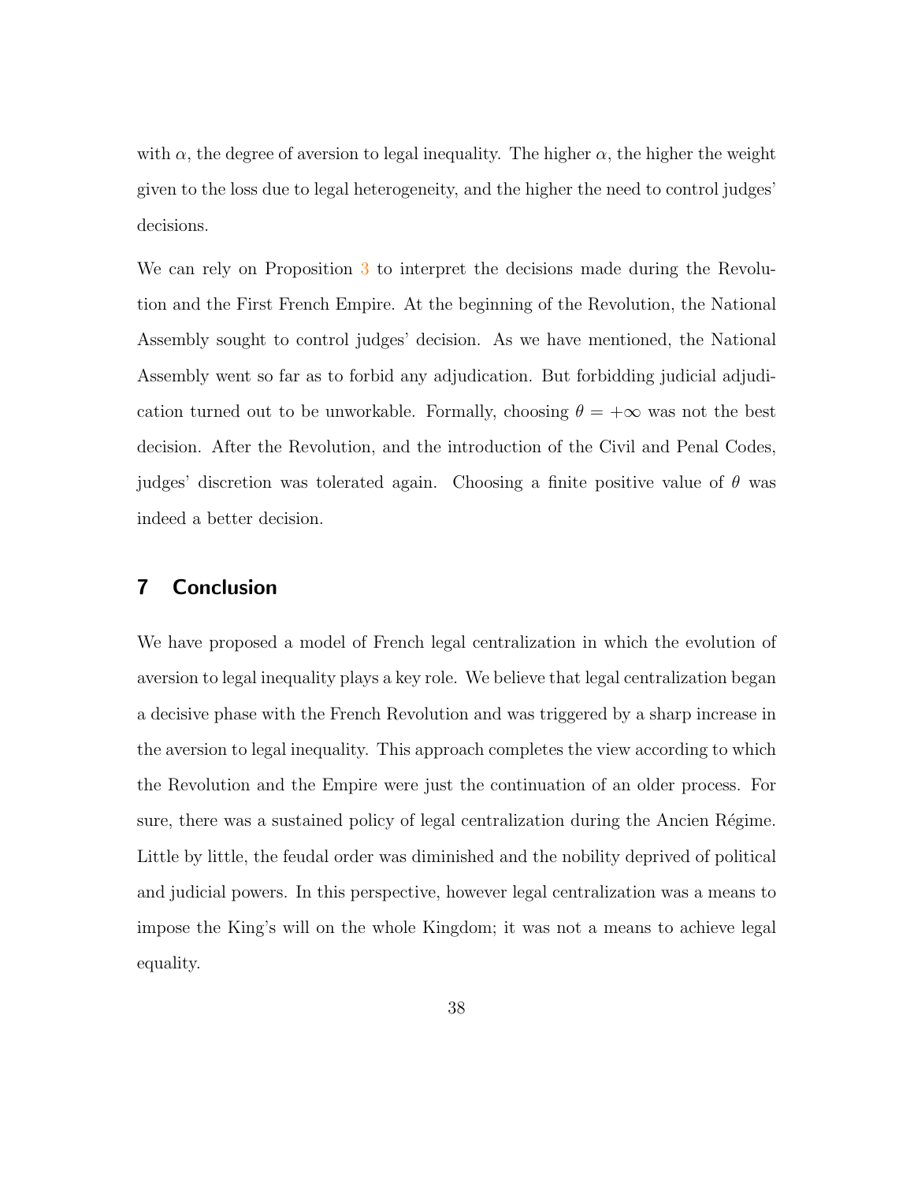with $\alpha$, the degree of aversion to legal inequality. The higher $\alpha$, the higher the weight given to the loss due to legal heterogeneity, and the higher the need to control judges' decisions.

We can rely on Proposition 3 to interpret the decisions made during the Revolution and the First French Empire. At the beginning of the Revolution, the National Assembly sought to control judges' decision. As we have mentioned, the National Assembly went so far as to forbid any adjudication. But forbidding judicial adjudication turned out to be unworkable. Formally, choosing $\theta = +\infty$ was not the best decision. After the Revolution, and the introduction of the Civil and Penal Codes, judges' discretion was tolerated again. Choosing a finite positive value of $\theta$ was indeed a better decision.

## 7 Conclusion

We have proposed a model of French legal centralization in which the evolution of aversion to legal inequality plays a key role. We believe that legal centralization began a decisive phase with the French Revolution and was triggered by a sharp increase in the aversion to legal inequality. This approach completes the view according to which the Revolution and the Empire were just the continuation of an older process. For sure, there was a sustained policy of legal centralization during the Ancien Régime. Little by little, the feudal order was diminished and the nobility deprived of political and judicial powers. In this perspective, however legal centralization was a means to impose the King's will on the whole Kingdom; it was not a means to achieve legal equality.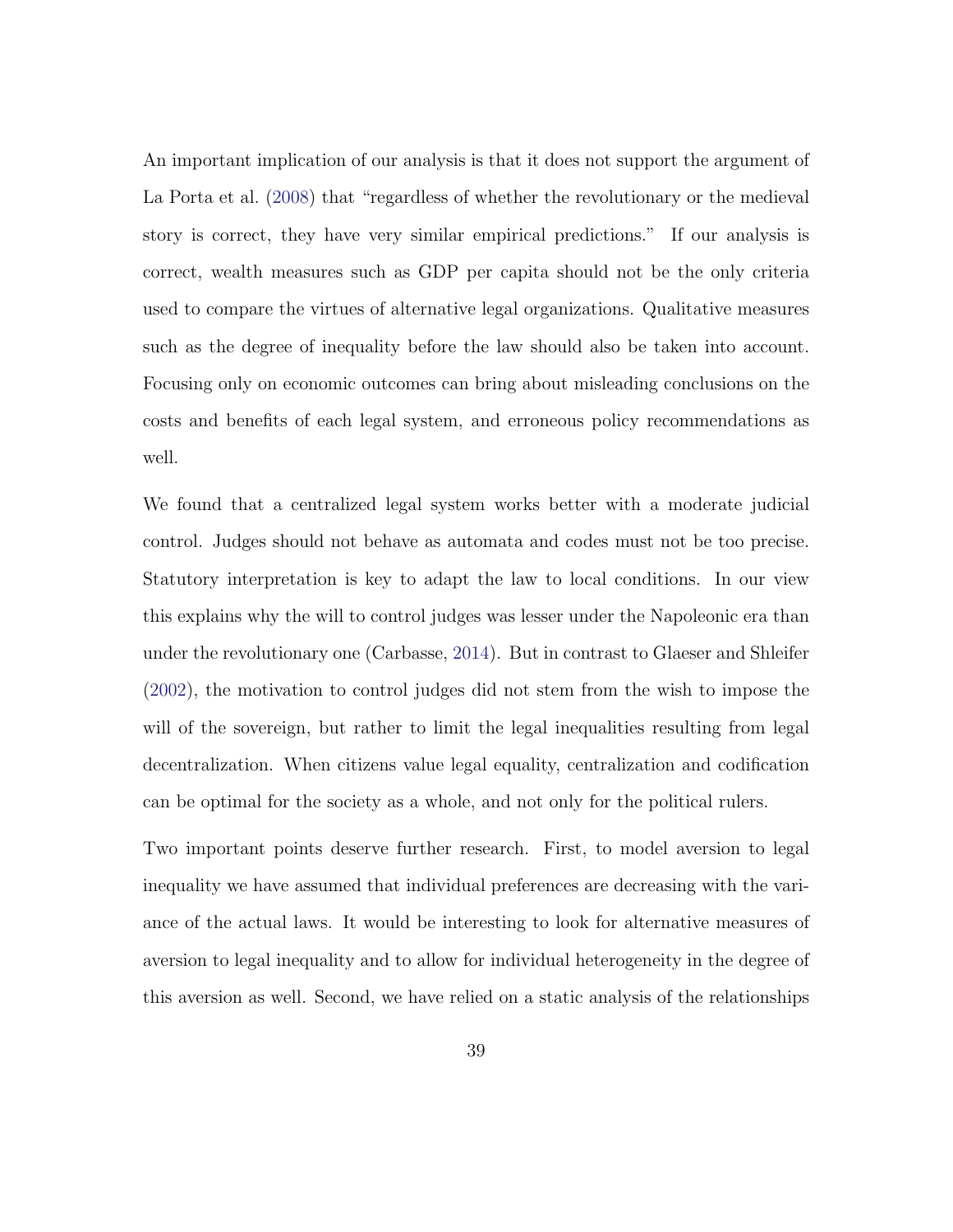An important implication of our analysis is that it does not support the argument of La Porta et al. (2008) that "regardless of whether the revolutionary or the medieval story is correct, they have very similar empirical predictions." If our analysis is correct, wealth measures such as GDP per capita should not be the only criteria used to compare the virtues of alternative legal organizations. Qualitative measures such as the degree of inequality before the law should also be taken into account. Focusing only on economic outcomes can bring about misleading conclusions on the costs and benefits of each legal system, and erroneous policy recommendations as well.

We found that a centralized legal system works better with a moderate judicial control. Judges should not behave as automata and codes must not be too precise. Statutory interpretation is key to adapt the law to local conditions. In our view this explains why the will to control judges was lesser under the Napoleonic era than under the revolutionary one (Carbasse, 2014). But in contrast to Glaeser and Shleifer (2002), the motivation to control judges did not stem from the wish to impose the will of the sovereign, but rather to limit the legal inequalities resulting from legal decentralization. When citizens value legal equality, centralization and codification can be optimal for the society as a whole, and not only for the political rulers.

Two important points deserve further research. First, to model aversion to legal inequality we have assumed that individual preferences are decreasing with the variance of the actual laws. It would be interesting to look for alternative measures of aversion to legal inequality and to allow for individual heterogeneity in the degree of this aversion as well. Second, we have relied on a static analysis of the relationships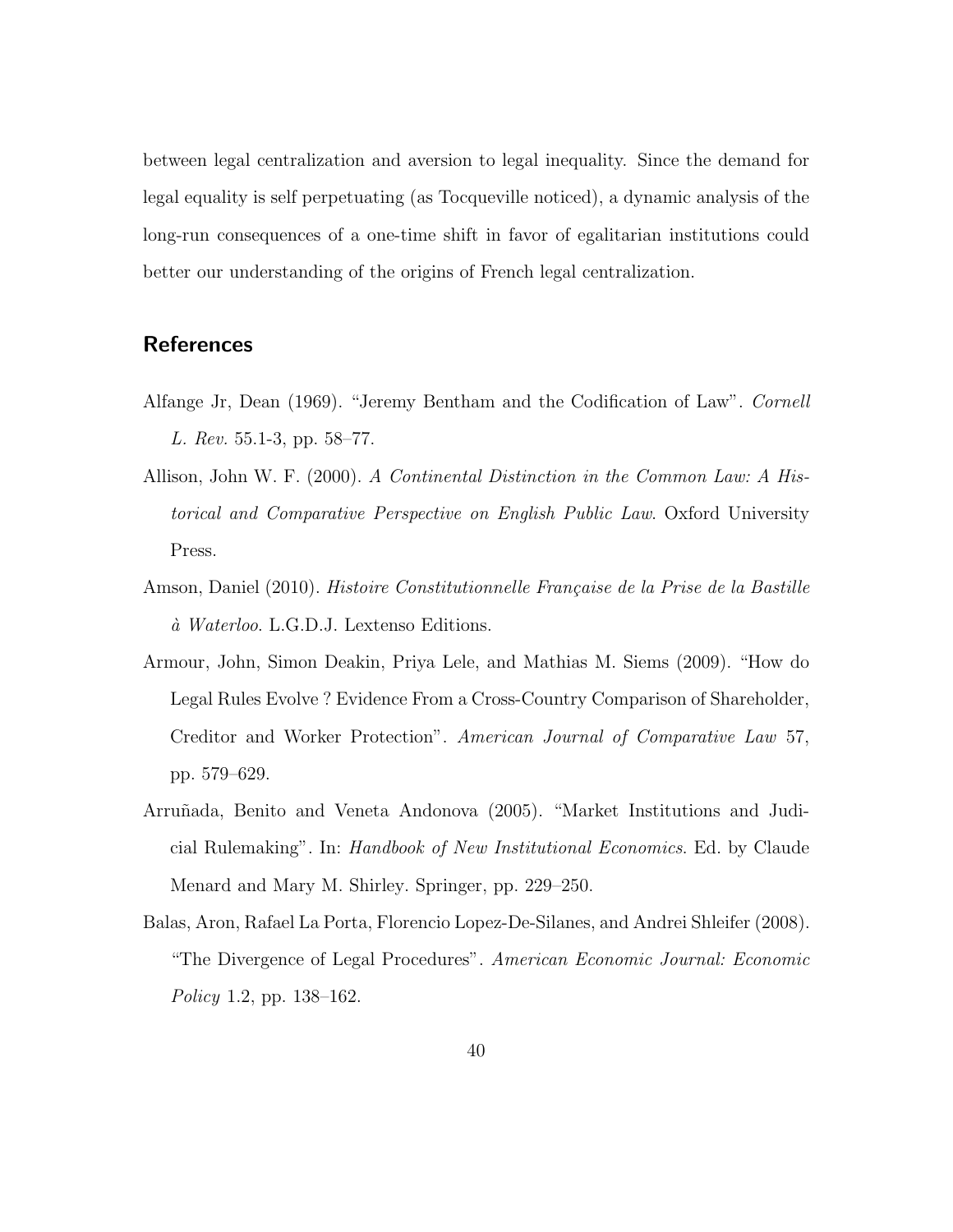between legal centralization and aversion to legal inequality. Since the demand for legal equality is self perpetuating (as Tocqueville noticed), a dynamic analysis of the long-run consequences of a one-time shift in favor of egalitarian institutions could better our understanding of the origins of French legal centralization.

## References

Alfange Jr, Dean (1969). "Jeremy Bentham and the Codification of Law". *Cornell L. Rev.* 55.1-3, pp. 58–77.

Allison, John W. F. (2000). *A Continental Distinction in the Common Law: A Historical and Comparative Perspective on English Public Law*. Oxford University Press.

Amson, Daniel (2010). *Histoire Constitutionnelle Française de la Prise de la Bastille à Waterloo*. L.G.D.J. Lextenso Editions.

Armour, John, Simon Deakin, Priya Lele, and Mathias M. Siems (2009). "How do Legal Rules Evolve ? Evidence From a Cross-Country Comparison of Shareholder, Creditor and Worker Protection". *American Journal of Comparative Law* 57, pp. 579–629.

Arruñada, Benito and Veneta Andonova (2005). "Market Institutions and Judicial Rulemaking". In: *Handbook of New Institutional Economics*. Ed. by Claude Menard and Mary M. Shirley. Springer, pp. 229–250.

Balas, Aron, Rafael La Porta, Florencio Lopez-De-Silanes, and Andrei Shleifer (2008). "The Divergence of Legal Procedures". *American Economic Journal: Economic Policy* 1.2, pp. 138–162.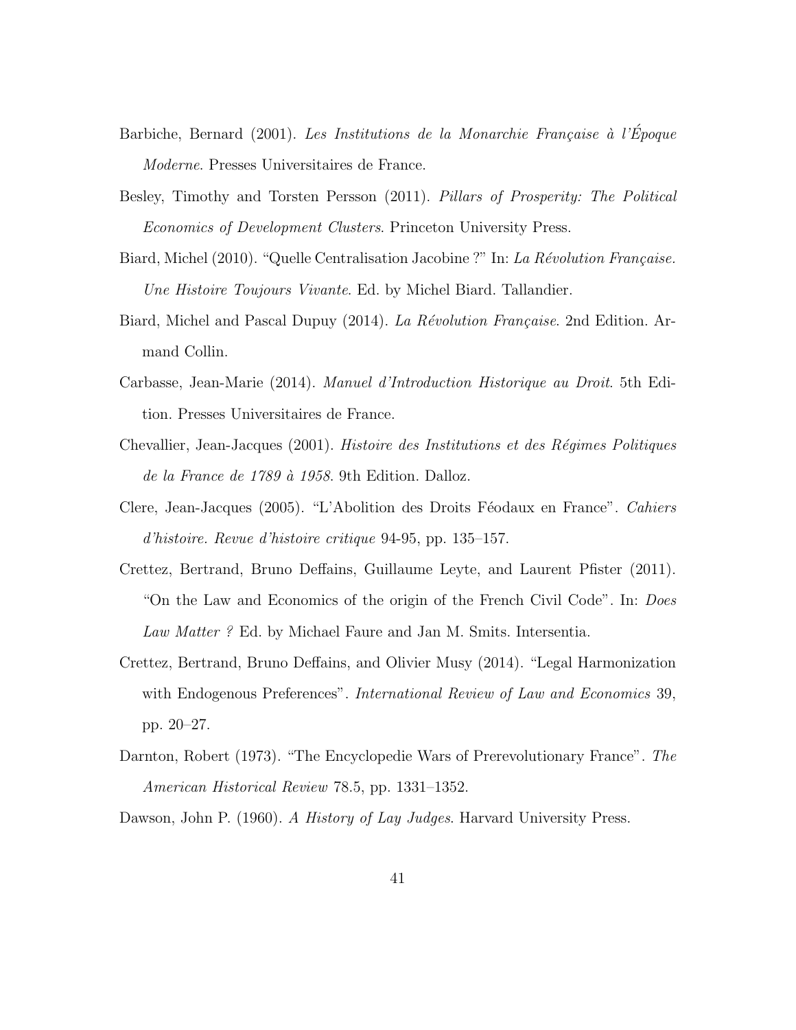Barbiche, Bernard (2001). *Les Institutions de la Monarchie Française à l'Époque Moderne*. Presses Universitaires de France.

Besley, Timothy and Torsten Persson (2011). *Pillars of Prosperity: The Political Economics of Development Clusters*. Princeton University Press.

Biard, Michel (2010). "Quelle Centralisation Jacobine ?" In: *La Révolution Française. Une Histoire Toujours Vivante*. Ed. by Michel Biard. Tallandier.

Biard, Michel and Pascal Dupuy (2014). *La Révolution Française*. 2nd Edition. Armand Collin.

Carbasse, Jean-Marie (2014). *Manuel d'Introduction Historique au Droit*. 5th Edition. Presses Universitaires de France.

Chevallier, Jean-Jacques (2001). *Histoire des Institutions et des Régimes Politiques de la France de 1789 à 1958*. 9th Edition. Dalloz.

Clere, Jean-Jacques (2005). "L'Abolition des Droits Féodaux en France". *Cahiers d'histoire. Revue d'histoire critique* 94-95, pp. 135–157.

Crettez, Bertrand, Bruno Deffains, Guillaume Leyte, and Laurent Pfister (2011). "On the Law and Economics of the origin of the French Civil Code". In: *Does Law Matter ?* Ed. by Michael Faure and Jan M. Smits. Intersentia.

Crettez, Bertrand, Bruno Deffains, and Olivier Musy (2014). "Legal Harmonization with Endogenous Preferences". *International Review of Law and Economics* 39, pp. 20–27.

Darnton, Robert (1973). "The Encyclopedie Wars of Prerevolutionary France". *The American Historical Review* 78.5, pp. 1331–1352.

Dawson, John P. (1960). *A History of Lay Judges*. Harvard University Press.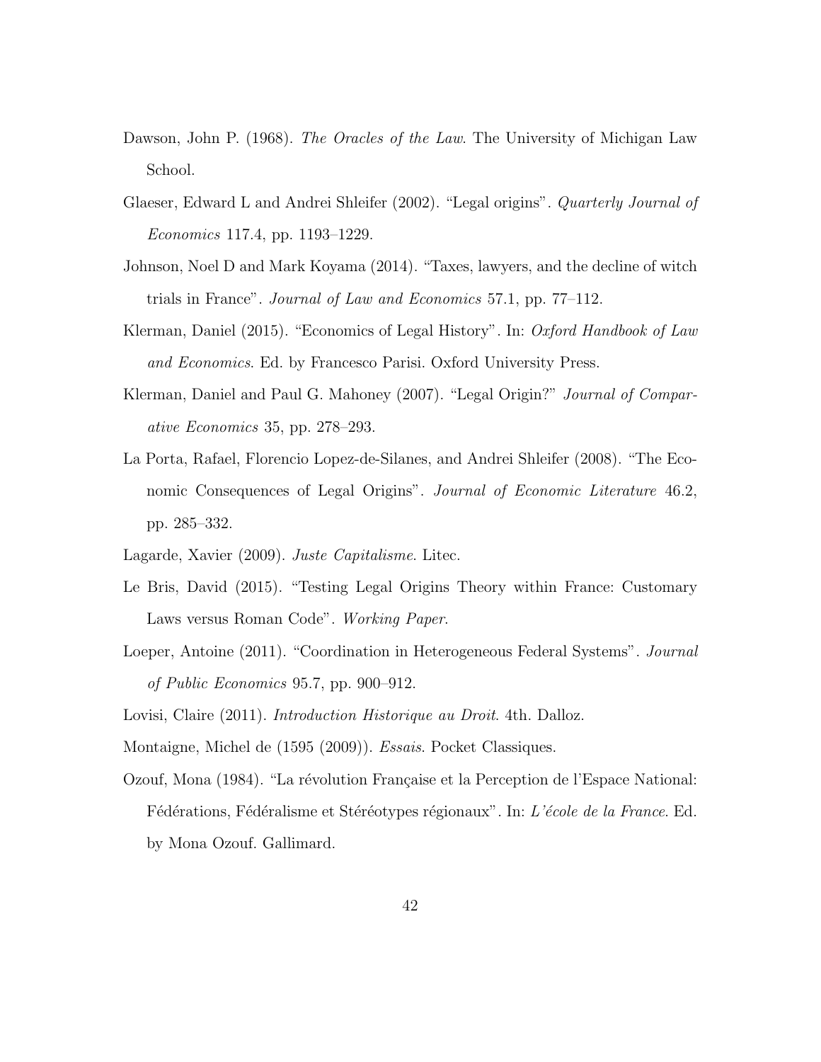Dawson, John P. (1968). *The Oracles of the Law*. The University of Michigan Law School.

Glaeser, Edward L and Andrei Shleifer (2002). "Legal origins". *Quarterly Journal of Economics* 117.4, pp. 1193–1229.

Johnson, Noel D and Mark Koyama (2014). "Taxes, lawyers, and the decline of witch trials in France". *Journal of Law and Economics* 57.1, pp. 77–112.

Klerman, Daniel (2015). "Economics of Legal History". In: *Oxford Handbook of Law and Economics*. Ed. by Francesco Parisi. Oxford University Press.

Klerman, Daniel and Paul G. Mahoney (2007). "Legal Origin?" *Journal of Comparative Economics* 35, pp. 278–293.

La Porta, Rafael, Florencio Lopez-de-Silanes, and Andrei Shleifer (2008). "The Economic Consequences of Legal Origins". *Journal of Economic Literature* 46.2, pp. 285–332.

Lagarde, Xavier (2009). *Juste Capitalisme*. Litec.

Le Bris, David (2015). "Testing Legal Origins Theory within France: Customary Laws versus Roman Code". *Working Paper*.

Loeper, Antoine (2011). "Coordination in Heterogeneous Federal Systems". *Journal of Public Economics* 95.7, pp. 900–912.

Lovisi, Claire (2011). *Introduction Historique au Droit*. 4th. Dalloz.

Montaigne, Michel de (1595 (2009)). *Essais*. Pocket Classiques.

Ozouf, Mona (1984). "La révolution Française et la Perception de l'Espace National: Fédérations, Fédéralisme et Stéréotypes régionaux". In: *L'école de la France*. Ed. by Mona Ozouf. Gallimard.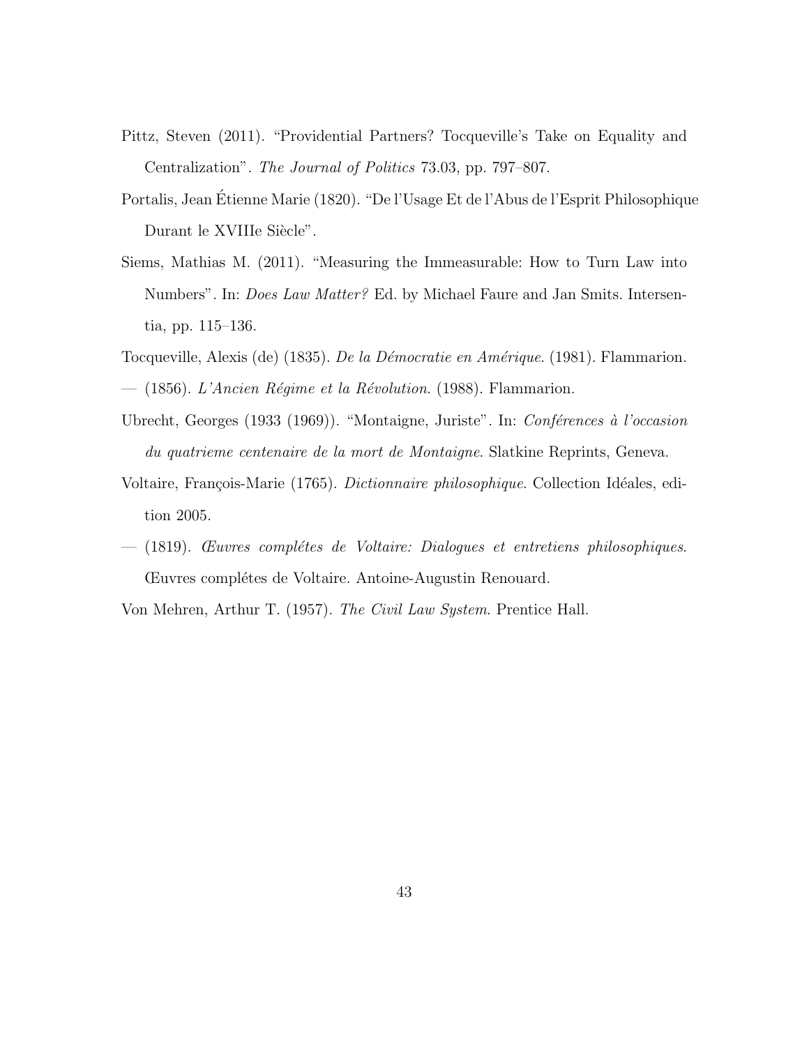Pittz, Steven (2011). “Providential Partners? Tocqueville’s Take on Equality and Centralization”. *The Journal of Politics* 73.03, pp. 797–807.

Portalis, Jean Étienne Marie (1820). “De l’Usage Et de l’Abus de l’Esprit Philosophique Durant le XVIIIe Siècle”.

Siems, Mathias M. (2011). “Measuring the Immeasurable: How to Turn Law into Numbers”. In: *Does Law Matter?* Ed. by Michael Faure and Jan Smits. Intersentia, pp. 115–136.

Tocqueville, Alexis (de) (1835). *De la Démocratie en Amérique*. (1981). Flammarion.

— (1856). *L’Ancien Régime et la Révolution*. (1988). Flammarion.

Ubrecht, Georges (1933 (1969)). “Montaigne, Juriste”. In: *Conférences à l’occasion du quatrieme centenaire de la mort de Montaigne*. Slatkine Reprints, Geneva.

Voltaire, François-Marie (1765). *Dictionnaire philosophique*. Collection Idéales, edition 2005.

— (1819). *Œuvres complétes de Voltaire: Dialogues et entretiens philosophiques*. Œuvres complétes de Voltaire. Antoine-Augustin Renouard.

Von Mehren, Arthur T. (1957). *The Civil Law System*. Prentice Hall.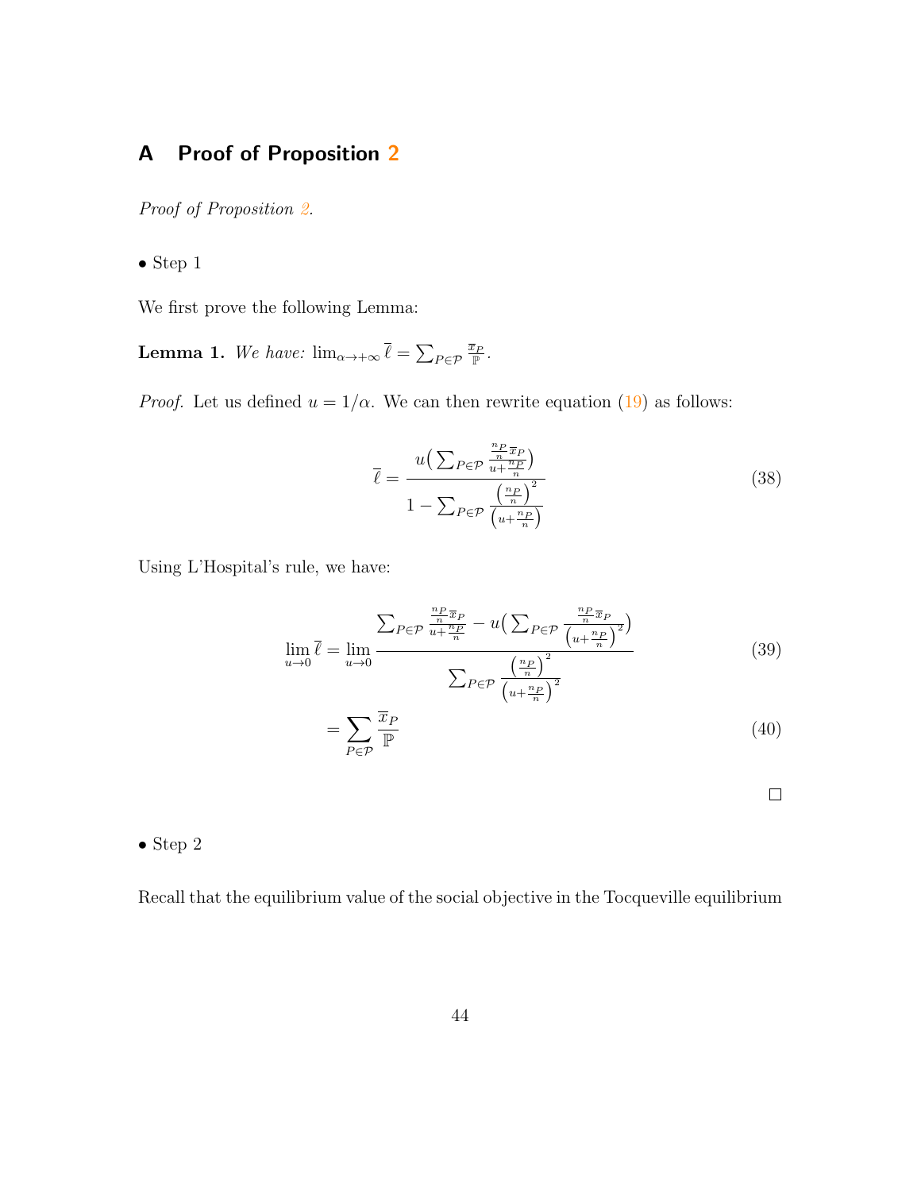## A Proof of Proposition 2

*Proof of Proposition 2.*

• Step 1

We first prove the following Lemma:

**Lemma 1.** *We have:* $\lim_{\alpha\to+\infty}\overline{\ell} = \sum_{P\in\mathcal{P}} \frac{\overline{x}_P}{\mathbb{P}}$.

*Proof.* Let us defined $u = 1/\alpha$. We can then rewrite equation (19) as follows:

$$\overline{\ell} = \frac{u\Big(\sum_{P\in\mathcal{P}} \frac{\frac{n_P}{n}\overline{x}_P}{u+\frac{n_P}{n}}\Big)}{1-\sum_{P\in\mathcal{P}} \frac{\left(\frac{n_P}{n}\right)^2}{\left(u+\frac{n_P}{n}\right)}} \tag{38}$$

Using L'Hospital's rule, we have:

$$\lim_{u\to 0}\overline{\ell} = \lim_{u\to 0} \frac{\sum_{P\in\mathcal{P}} \frac{\frac{n_P}{n}\overline{x}_P}{u+\frac{n_P}{n}} - u\Big(\sum_{P\in\mathcal{P}} \frac{\frac{n_P}{n}\overline{x}_P}{\left(u+\frac{n_P}{n}\right)^2}\Big)}{\sum_{P\in\mathcal{P}} \frac{\left(\frac{n_P}{n}\right)^2}{\left(u+\frac{n_P}{n}\right)^2}} \tag{39}$$

$$= \sum_{P\in\mathcal{P}} \frac{\overline{x}_P}{\mathbb{P}} \tag{40}$$

□

• Step 2

Recall that the equilibrium value of the social objective in the Tocqueville equilibrium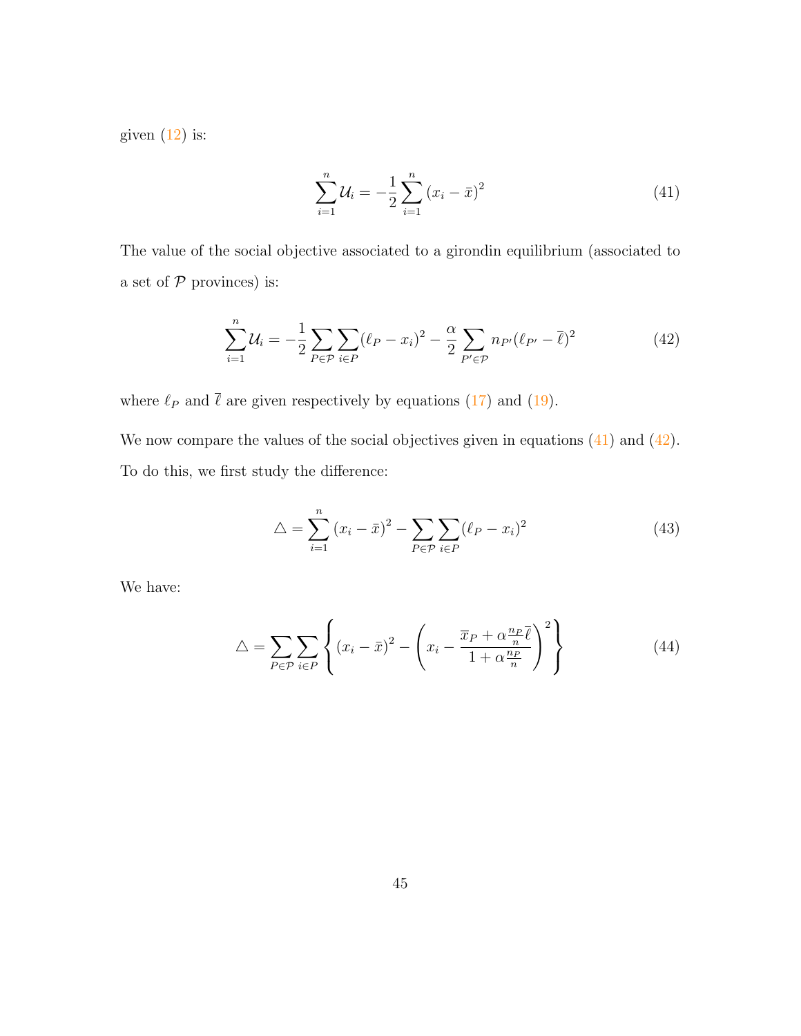given (12) is:

$$\sum_{i=1}^{n} \mathcal{U}_i = -\frac{1}{2} \sum_{i=1}^{n} (x_i - \bar{x})^2 \tag{41}$$

The value of the social objective associated to a girondin equilibrium (associated to a set of $\mathcal{P}$ provinces) is:

$$\sum_{i=1}^{n} \mathcal{U}_i = -\frac{1}{2} \sum_{P \in \mathcal{P}} \sum_{i \in P} (\ell_P - x_i)^2 - \frac{\alpha}{2} \sum_{P' \in \mathcal{P}} n_{P'} (\ell_{P'} - \bar{\ell})^2 \tag{42}$$

where $\ell_P$ and $\bar{\ell}$ are given respectively by equations (17) and (19).

We now compare the values of the social objectives given in equations (41) and (42). To do this, we first study the difference:

$$\triangle = \sum_{i=1}^{n} (x_i - \bar{x})^2 - \sum_{P \in \mathcal{P}} \sum_{i \in P} (\ell_P - x_i)^2 \tag{43}$$

We have:

$$\triangle = \sum_{P \in \mathcal{P}} \sum_{i \in P} \left\{ (x_i - \bar{x})^2 - \left( x_i - \frac{\overline{x}_P + \alpha \frac{n_P}{n} \bar{\ell}}{1 + \alpha \frac{n_P}{n}} \right)^2 \right\} \tag{44}$$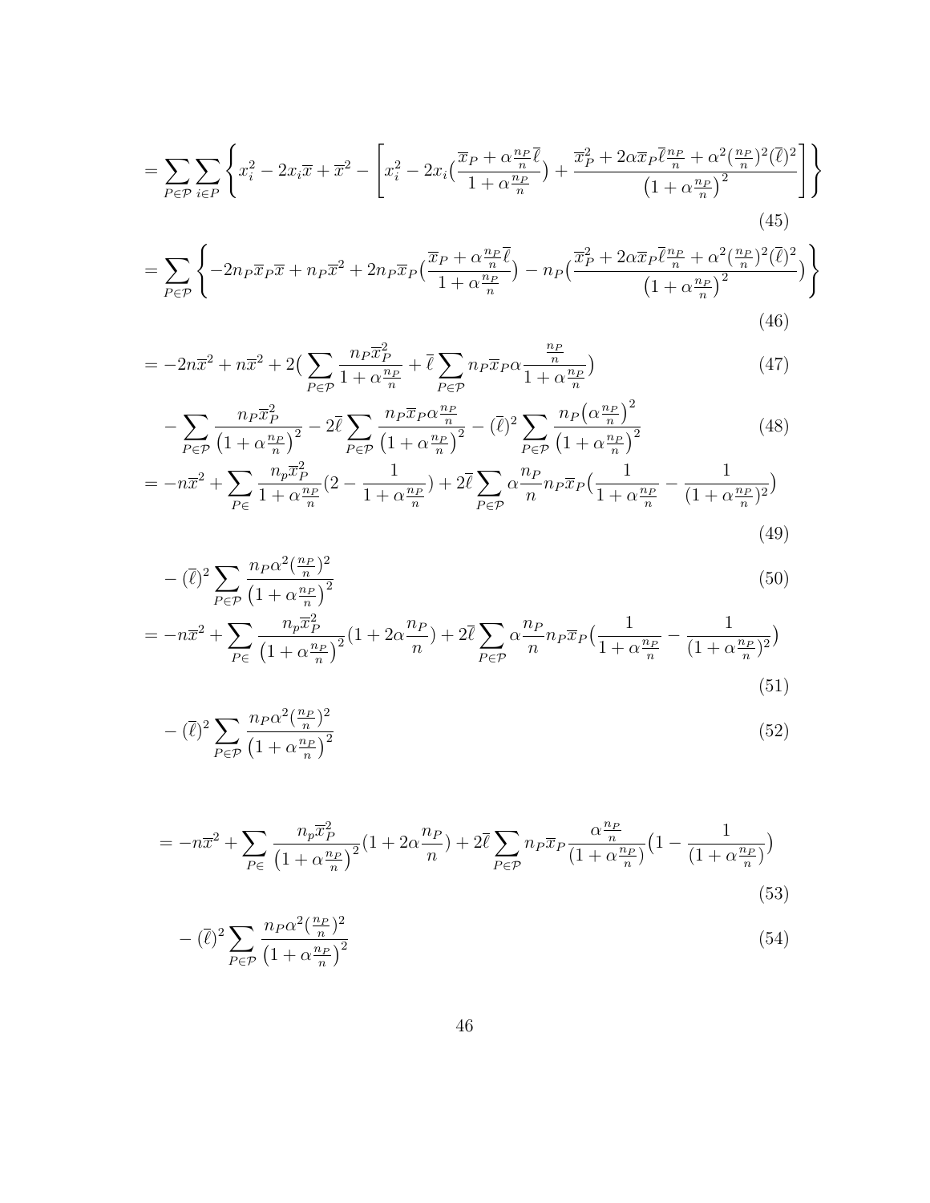$$= \sum_{P\in\mathcal{P}} \sum_{i\in P} \left\{ x_i^2 - 2x_i\overline{x} + \overline{x}^2 - \left[ x_i^2 - 2x_i\big(\frac{\overline{x}_P + \alpha\frac{n_P}{n}\overline{\ell}}{1+\alpha\frac{n_P}{n}}\big) + \frac{\overline{x}_P^2 + 2\alpha\overline{x}_P\overline{\ell}\frac{n_P}{n} + \alpha^2(\frac{n_P}{n})^2(\overline{\ell})^2}{\big(1+\alpha\frac{n_P}{n}\big)^2} \right] \right\} \tag{45}$$

$$= \sum_{P\in\mathcal{P}} \left\{ -2n_P\overline{x}_P\overline{x} + n_P\overline{x}^2 + 2n_P\overline{x}_P\big(\frac{\overline{x}_P + \alpha\frac{n_P}{n}\overline{\ell}}{1+\alpha\frac{n_P}{n}}\big) - n_P\big(\frac{\overline{x}_P^2 + 2\alpha\overline{x}_P\overline{\ell}\frac{n_P}{n} + \alpha^2(\frac{n_P}{n})^2(\overline{\ell})^2}{\big(1+\alpha\frac{n_P}{n}\big)^2}\big) \right\} \tag{46}$$

$$= -2n\overline{x}^2 + n\overline{x}^2 + 2\big(\sum_{P\in\mathcal{P}} \frac{n_P\overline{x}_P^2}{1+\alpha\frac{n_P}{n}} + \overline{\ell}\sum_{P\in\mathcal{P}} n_P\overline{x}_P\alpha\frac{\frac{n_P}{n}}{1+\alpha\frac{n_P}{n}}\big) \tag{47}$$

$$- \sum_{P\in\mathcal{P}} \frac{n_P\overline{x}_P^2}{\big(1+\alpha\frac{n_P}{n}\big)^2} - 2\overline{\ell}\sum_{P\in\mathcal{P}} \frac{n_P\overline{x}_P\alpha\frac{n_P}{n}}{\big(1+\alpha\frac{n_P}{n}\big)^2} - (\overline{\ell})^2\sum_{P\in\mathcal{P}} \frac{n_P\big(\alpha\frac{n_P}{n}\big)^2}{\big(1+\alpha\frac{n_P}{n}\big)^2} \tag{48}$$

$$= -n\overline{x}^2 + \sum_{P\in} \frac{n_p\overline{x}_P^2}{1+\alpha\frac{n_P}{n}}\big(2 - \frac{1}{1+\alpha\frac{n_P}{n}}\big) + 2\overline{\ell}\sum_{P\in\mathcal{P}} \alpha\frac{n_P}{n}n_P\overline{x}_P\big(\frac{1}{1+\alpha\frac{n_P}{n}} - \frac{1}{(1+\alpha\frac{n_P}{n})^2}\big) \tag{49}$$

$$- (\overline{\ell})^2\sum_{P\in\mathcal{P}} \frac{n_P\alpha^2(\frac{n_P}{n})^2}{\big(1+\alpha\frac{n_P}{n}\big)^2} \tag{50}$$

$$= -n\overline{x}^2 + \sum_{P\in} \frac{n_p\overline{x}_P^2}{\big(1+\alpha\frac{n_P}{n}\big)^2}\big(1 + 2\alpha\frac{n_P}{n}\big) + 2\overline{\ell}\sum_{P\in\mathcal{P}} \alpha\frac{n_P}{n}n_P\overline{x}_P\big(\frac{1}{1+\alpha\frac{n_P}{n}} - \frac{1}{(1+\alpha\frac{n_P}{n})^2}\big) \tag{51}$$

$$- (\overline{\ell})^2\sum_{P\in\mathcal{P}} \frac{n_P\alpha^2(\frac{n_P}{n})^2}{\big(1+\alpha\frac{n_P}{n}\big)^2} \tag{52}$$

$$= -n\overline{x}^2 + \sum_{P\in} \frac{n_p\overline{x}_P^2}{\big(1+\alpha\frac{n_P}{n}\big)^2}\big(1 + 2\alpha\frac{n_P}{n}\big) + 2\overline{\ell}\sum_{P\in\mathcal{P}} n_P\overline{x}_P\frac{\alpha\frac{n_P}{n}}{(1+\alpha\frac{n_P}{n})}\big(1 - \frac{1}{(1+\alpha\frac{n_P}{n})}\big) \tag{53}$$

$$- (\overline{\ell})^2\sum_{P\in\mathcal{P}} \frac{n_P\alpha^2(\frac{n_P}{n})^2}{\big(1+\alpha\frac{n_P}{n}\big)^2} \tag{54}$$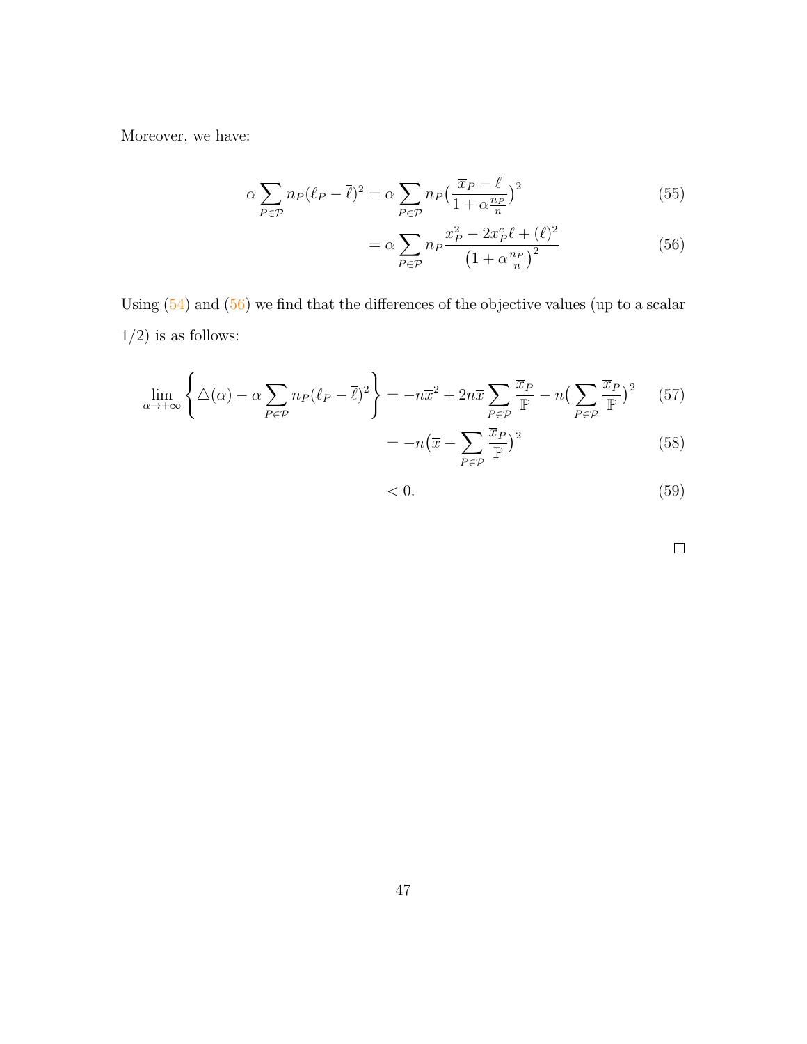Moreover, we have:

$$\alpha \sum_{P \in \mathcal{P}} n_P(\ell_P - \overline{\ell})^2 = \alpha \sum_{P \in \mathcal{P}} n_P \big(\frac{\overline{x}_P - \overline{\ell}}{1 + \alpha \frac{n_P}{n}}\big)^2 \tag{55}$$

$$= \alpha \sum_{P \in \mathcal{P}} n_P \frac{\overline{x}_P^2 - 2\overline{x}_P^c \ell + (\overline{\ell})^2}{\big(1 + \alpha \frac{n_P}{n}\big)^2} \tag{56}$$

Using (54) and (56) we find that the differences of the objective values (up to a scalar 1/2) is as follows:

$$\lim_{\alpha \to +\infty} \left\{ \triangle(\alpha) - \alpha \sum_{P \in \mathcal{P}} n_P(\ell_P - \overline{\ell})^2 \right\} = -n\overline{x}^2 + 2n\overline{x} \sum_{P \in \mathcal{P}} \frac{\overline{x}_P}{\mathbb{P}} - n\big(\sum_{P \in \mathcal{P}} \frac{\overline{x}_P}{\mathbb{P}}\big)^2 \tag{57}$$

$$= -n\big(\overline{x} - \sum_{P \in \mathcal{P}} \frac{\overline{x}_P}{\mathbb{P}}\big)^2 \tag{58}$$

$$< 0. \tag{59}$$

□